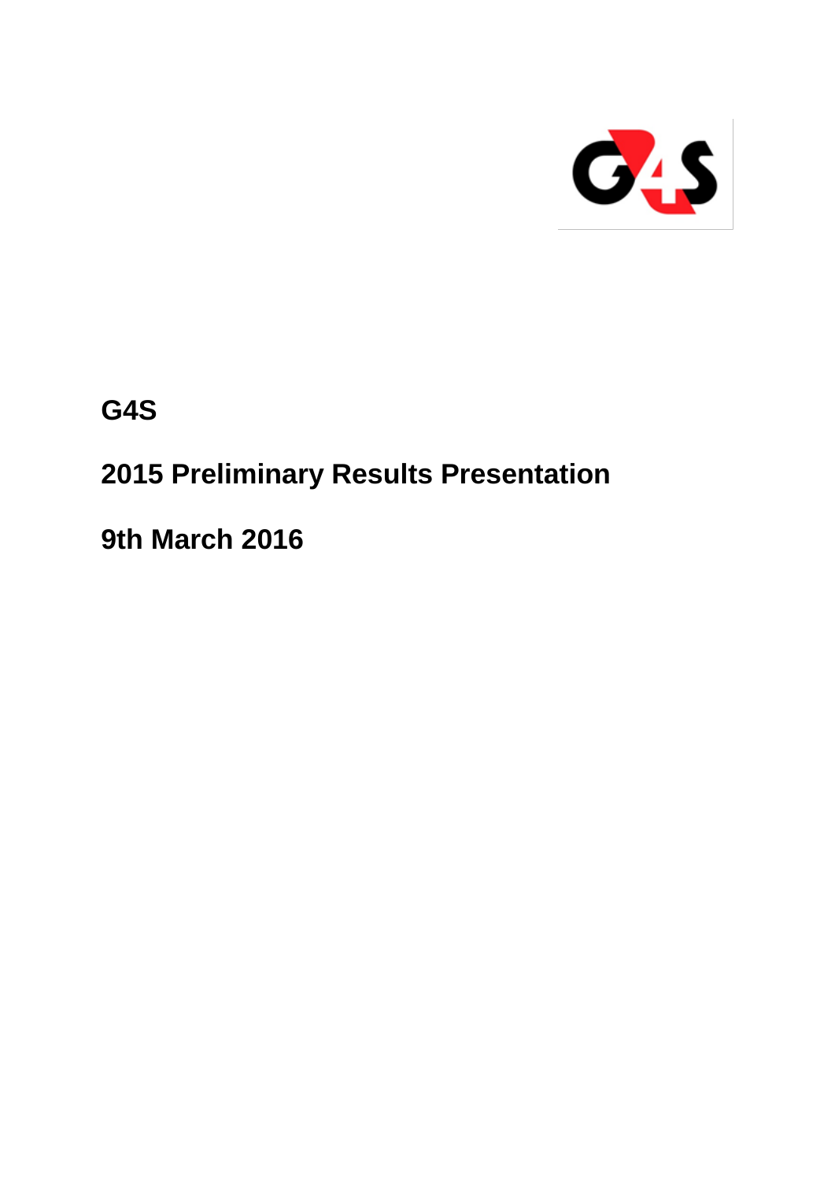# G4S

## 2015 Preliminary Results Presentation

## 9th March 2016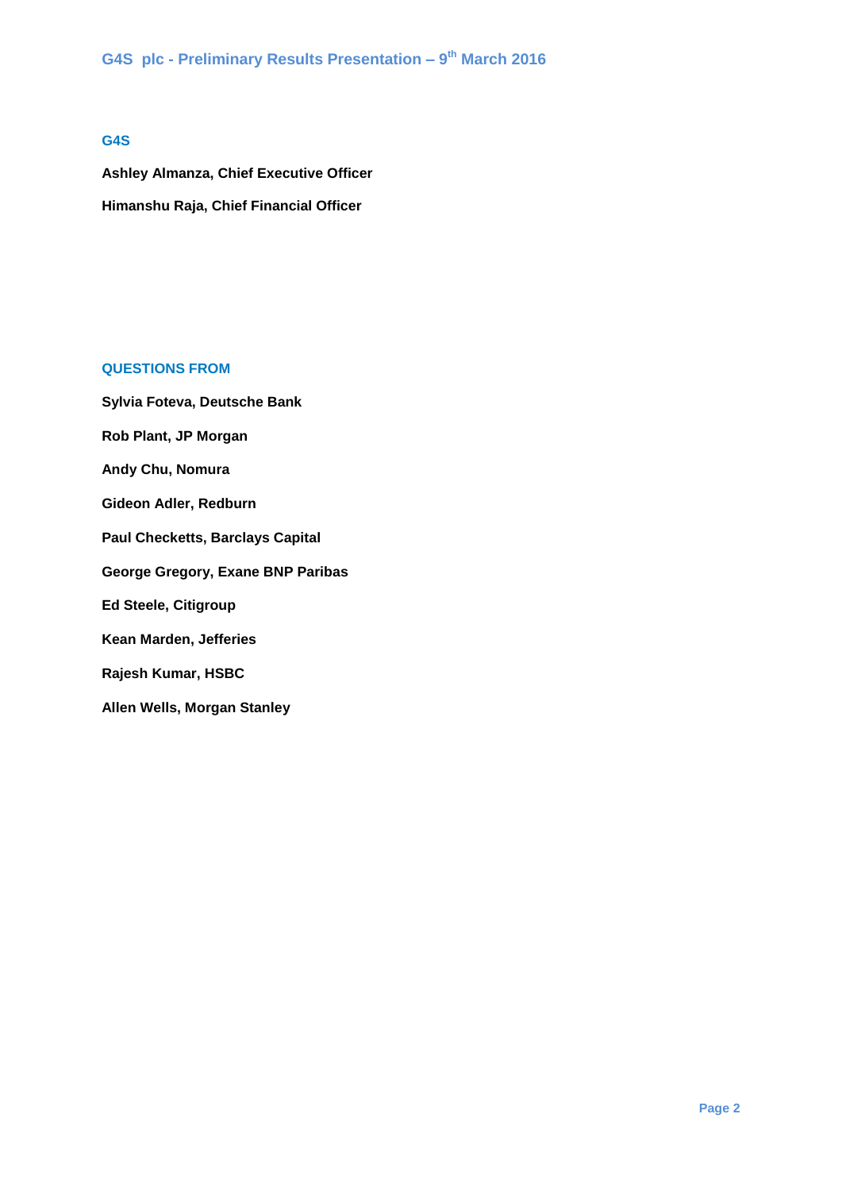# G4S plc - Preliminary Results Presentation – 9th March 2016

## G4S

**Ashley Almanza, Chief Executive Officer**

**Himanshu Raja, Chief Financial Officer**

## QUESTIONS FROM

**Sylvia Foteva, Deutsche Bank**

**Rob Plant, JP Morgan**

**Andy Chu, Nomura**

**Gideon Adler, Redburn**

**Paul Checketts, Barclays Capital**

**George Gregory, Exane BNP Paribas**

**Ed Steele, Citigroup**

**Kean Marden, Jefferies**

**Rajesh Kumar, HSBC**

**Allen Wells, Morgan Stanley**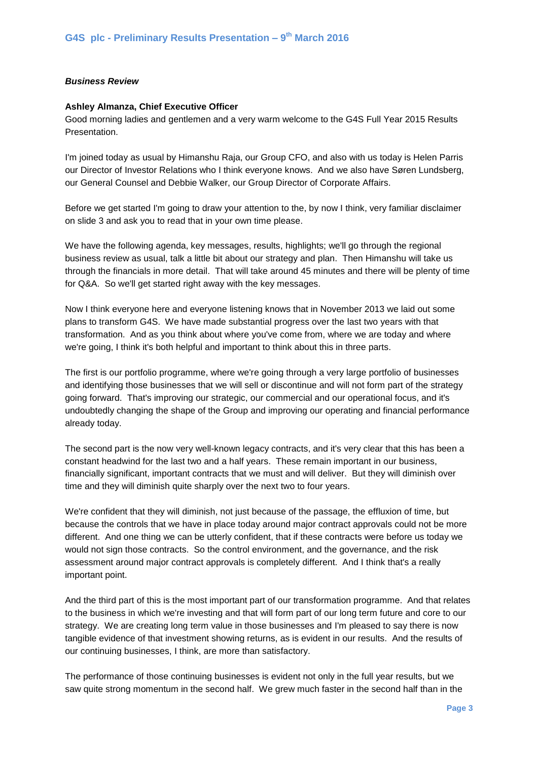***Business Review***

**Ashley Almanza, Chief Executive Officer**
Good morning ladies and gentlemen and a very warm welcome to the G4S Full Year 2015 Results Presentation.

I'm joined today as usual by Himanshu Raja, our Group CFO, and also with us today is Helen Parris our Director of Investor Relations who I think everyone knows. And we also have Søren Lundsberg, our General Counsel and Debbie Walker, our Group Director of Corporate Affairs.

Before we get started I'm going to draw your attention to the, by now I think, very familiar disclaimer on slide 3 and ask you to read that in your own time please.

We have the following agenda, key messages, results, highlights; we'll go through the regional business review as usual, talk a little bit about our strategy and plan. Then Himanshu will take us through the financials in more detail. That will take around 45 minutes and there will be plenty of time for Q&A. So we'll get started right away with the key messages.

Now I think everyone here and everyone listening knows that in November 2013 we laid out some plans to transform G4S. We have made substantial progress over the last two years with that transformation. And as you think about where you've come from, where we are today and where we're going, I think it's both helpful and important to think about this in three parts.

The first is our portfolio programme, where we're going through a very large portfolio of businesses and identifying those businesses that we will sell or discontinue and will not form part of the strategy going forward. That's improving our strategic, our commercial and our operational focus, and it's undoubtedly changing the shape of the Group and improving our operating and financial performance already today.

The second part is the now very well-known legacy contracts, and it's very clear that this has been a constant headwind for the last two and a half years. These remain important in our business, financially significant, important contracts that we must and will deliver. But they will diminish over time and they will diminish quite sharply over the next two to four years.

We're confident that they will diminish, not just because of the passage, the effluxion of time, but because the controls that we have in place today around major contract approvals could not be more different. And one thing we can be utterly confident, that if these contracts were before us today we would not sign those contracts. So the control environment, and the governance, and the risk assessment around major contract approvals is completely different. And I think that's a really important point.

And the third part of this is the most important part of our transformation programme. And that relates to the business in which we're investing and that will form part of our long term future and core to our strategy. We are creating long term value in those businesses and I'm pleased to say there is now tangible evidence of that investment showing returns, as is evident in our results. And the results of our continuing businesses, I think, are more than satisfactory.

The performance of those continuing businesses is evident not only in the full year results, but we saw quite strong momentum in the second half. We grew much faster in the second half than in the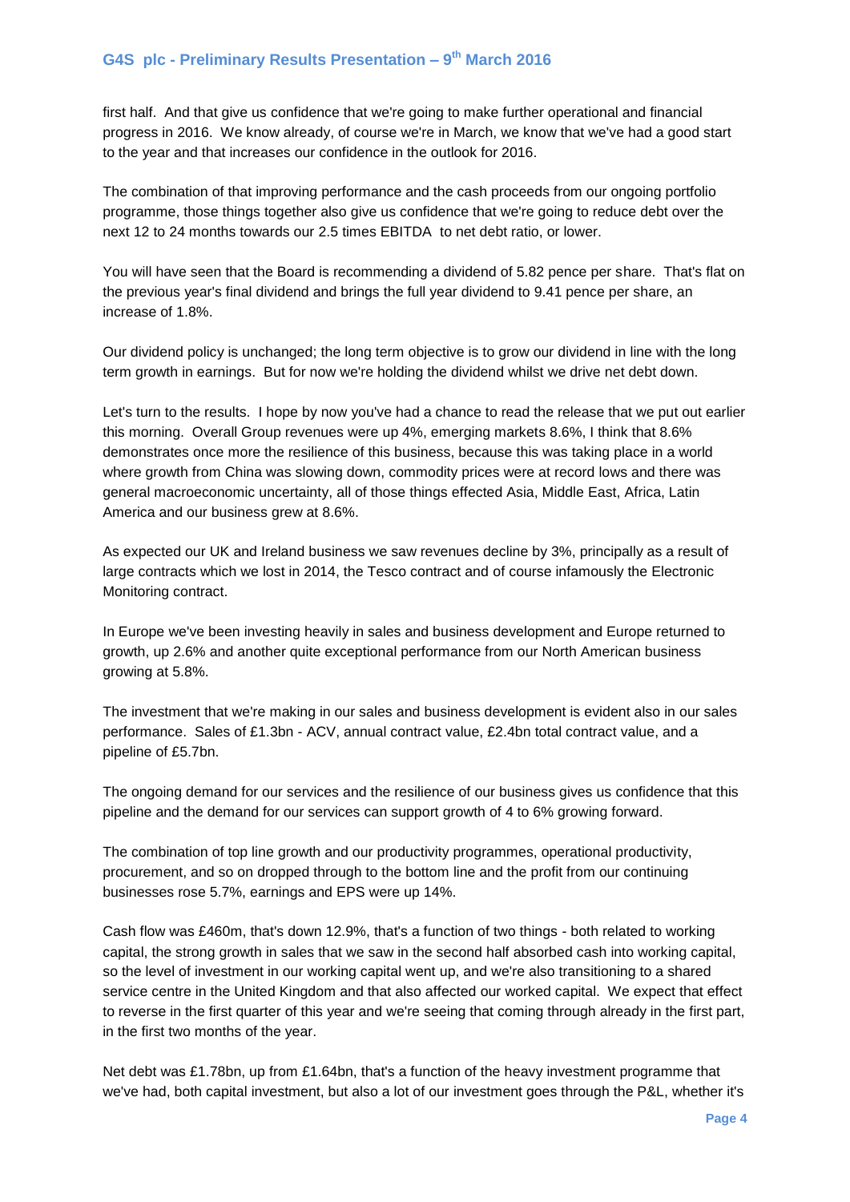first half. And that give us confidence that we're going to make further operational and financial progress in 2016. We know already, of course we're in March, we know that we've had a good start to the year and that increases our confidence in the outlook for 2016.

The combination of that improving performance and the cash proceeds from our ongoing portfolio programme, those things together also give us confidence that we're going to reduce debt over the next 12 to 24 months towards our 2.5 times EBITDA to net debt ratio, or lower.

You will have seen that the Board is recommending a dividend of 5.82 pence per share. That's flat on the previous year's final dividend and brings the full year dividend to 9.41 pence per share, an increase of 1.8%.

Our dividend policy is unchanged; the long term objective is to grow our dividend in line with the long term growth in earnings. But for now we're holding the dividend whilst we drive net debt down.

Let's turn to the results. I hope by now you've had a chance to read the release that we put out earlier this morning. Overall Group revenues were up 4%, emerging markets 8.6%, I think that 8.6% demonstrates once more the resilience of this business, because this was taking place in a world where growth from China was slowing down, commodity prices were at record lows and there was general macroeconomic uncertainty, all of those things effected Asia, Middle East, Africa, Latin America and our business grew at 8.6%.

As expected our UK and Ireland business we saw revenues decline by 3%, principally as a result of large contracts which we lost in 2014, the Tesco contract and of course infamously the Electronic Monitoring contract.

In Europe we've been investing heavily in sales and business development and Europe returned to growth, up 2.6% and another quite exceptional performance from our North American business growing at 5.8%.

The investment that we're making in our sales and business development is evident also in our sales performance. Sales of £1.3bn - ACV, annual contract value, £2.4bn total contract value, and a pipeline of £5.7bn.

The ongoing demand for our services and the resilience of our business gives us confidence that this pipeline and the demand for our services can support growth of 4 to 6% growing forward.

The combination of top line growth and our productivity programmes, operational productivity, procurement, and so on dropped through to the bottom line and the profit from our continuing businesses rose 5.7%, earnings and EPS were up 14%.

Cash flow was £460m, that's down 12.9%, that's a function of two things - both related to working capital, the strong growth in sales that we saw in the second half absorbed cash into working capital, so the level of investment in our working capital went up, and we're also transitioning to a shared service centre in the United Kingdom and that also affected our worked capital. We expect that effect to reverse in the first quarter of this year and we're seeing that coming through already in the first part, in the first two months of the year.

Net debt was £1.78bn, up from £1.64bn, that's a function of the heavy investment programme that we've had, both capital investment, but also a lot of our investment goes through the P&L, whether it's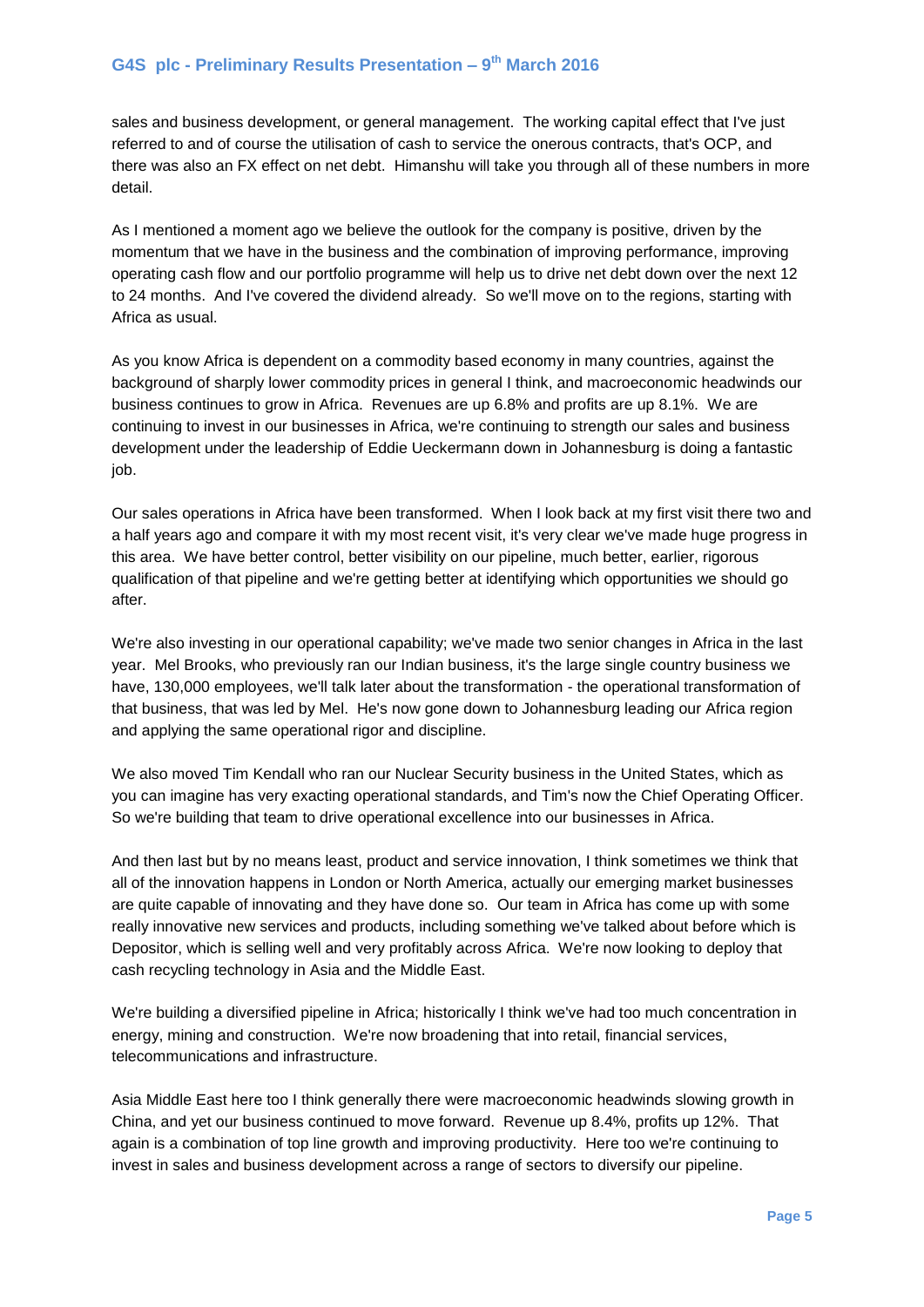sales and business development, or general management. The working capital effect that I've just referred to and of course the utilisation of cash to service the onerous contracts, that's OCP, and there was also an FX effect on net debt. Himanshu will take you through all of these numbers in more detail.

As I mentioned a moment ago we believe the outlook for the company is positive, driven by the momentum that we have in the business and the combination of improving performance, improving operating cash flow and our portfolio programme will help us to drive net debt down over the next 12 to 24 months. And I've covered the dividend already. So we'll move on to the regions, starting with Africa as usual.

As you know Africa is dependent on a commodity based economy in many countries, against the background of sharply lower commodity prices in general I think, and macroeconomic headwinds our business continues to grow in Africa. Revenues are up 6.8% and profits are up 8.1%. We are continuing to invest in our businesses in Africa, we're continuing to strength our sales and business development under the leadership of Eddie Ueckermann down in Johannesburg is doing a fantastic job.

Our sales operations in Africa have been transformed. When I look back at my first visit there two and a half years ago and compare it with my most recent visit, it's very clear we've made huge progress in this area. We have better control, better visibility on our pipeline, much better, earlier, rigorous qualification of that pipeline and we're getting better at identifying which opportunities we should go after.

We're also investing in our operational capability; we've made two senior changes in Africa in the last year. Mel Brooks, who previously ran our Indian business, it's the large single country business we have, 130,000 employees, we'll talk later about the transformation - the operational transformation of that business, that was led by Mel. He's now gone down to Johannesburg leading our Africa region and applying the same operational rigor and discipline.

We also moved Tim Kendall who ran our Nuclear Security business in the United States, which as you can imagine has very exacting operational standards, and Tim's now the Chief Operating Officer. So we're building that team to drive operational excellence into our businesses in Africa.

And then last but by no means least, product and service innovation, I think sometimes we think that all of the innovation happens in London or North America, actually our emerging market businesses are quite capable of innovating and they have done so. Our team in Africa has come up with some really innovative new services and products, including something we've talked about before which is Depositor, which is selling well and very profitably across Africa. We're now looking to deploy that cash recycling technology in Asia and the Middle East.

We're building a diversified pipeline in Africa; historically I think we've had too much concentration in energy, mining and construction. We're now broadening that into retail, financial services, telecommunications and infrastructure.

Asia Middle East here too I think generally there were macroeconomic headwinds slowing growth in China, and yet our business continued to move forward. Revenue up 8.4%, profits up 12%. That again is a combination of top line growth and improving productivity. Here too we're continuing to invest in sales and business development across a range of sectors to diversify our pipeline.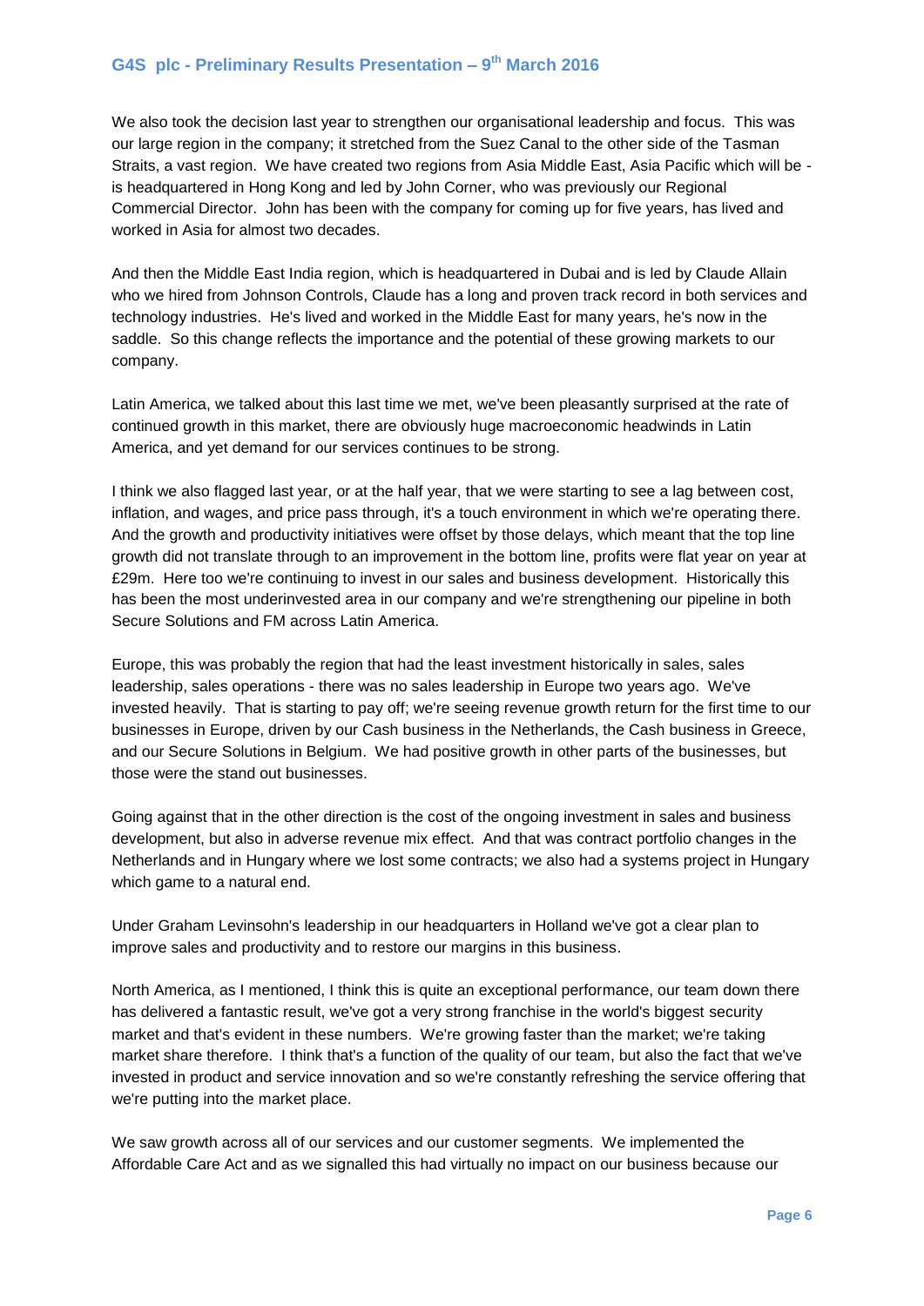We also took the decision last year to strengthen our organisational leadership and focus. This was our large region in the company; it stretched from the Suez Canal to the other side of the Tasman Straits, a vast region. We have created two regions from Asia Middle East, Asia Pacific which will be - is headquartered in Hong Kong and led by John Corner, who was previously our Regional Commercial Director. John has been with the company for coming up for five years, has lived and worked in Asia for almost two decades.

And then the Middle East India region, which is headquartered in Dubai and is led by Claude Allain who we hired from Johnson Controls, Claude has a long and proven track record in both services and technology industries. He's lived and worked in the Middle East for many years, he's now in the saddle. So this change reflects the importance and the potential of these growing markets to our company.

Latin America, we talked about this last time we met, we've been pleasantly surprised at the rate of continued growth in this market, there are obviously huge macroeconomic headwinds in Latin America, and yet demand for our services continues to be strong.

I think we also flagged last year, or at the half year, that we were starting to see a lag between cost, inflation, and wages, and price pass through, it's a touch environment in which we're operating there. And the growth and productivity initiatives were offset by those delays, which meant that the top line growth did not translate through to an improvement in the bottom line, profits were flat year on year at £29m. Here too we're continuing to invest in our sales and business development. Historically this has been the most underinvested area in our company and we're strengthening our pipeline in both Secure Solutions and FM across Latin America.

Europe, this was probably the region that had the least investment historically in sales, sales leadership, sales operations - there was no sales leadership in Europe two years ago. We've invested heavily. That is starting to pay off; we're seeing revenue growth return for the first time to our businesses in Europe, driven by our Cash business in the Netherlands, the Cash business in Greece, and our Secure Solutions in Belgium. We had positive growth in other parts of the businesses, but those were the stand out businesses.

Going against that in the other direction is the cost of the ongoing investment in sales and business development, but also in adverse revenue mix effect. And that was contract portfolio changes in the Netherlands and in Hungary where we lost some contracts; we also had a systems project in Hungary which game to a natural end.

Under Graham Levinsohn's leadership in our headquarters in Holland we've got a clear plan to improve sales and productivity and to restore our margins in this business.

North America, as I mentioned, I think this is quite an exceptional performance, our team down there has delivered a fantastic result, we've got a very strong franchise in the world's biggest security market and that's evident in these numbers. We're growing faster than the market; we're taking market share therefore. I think that's a function of the quality of our team, but also the fact that we've invested in product and service innovation and so we're constantly refreshing the service offering that we're putting into the market place.

We saw growth across all of our services and our customer segments. We implemented the Affordable Care Act and as we signalled this had virtually no impact on our business because our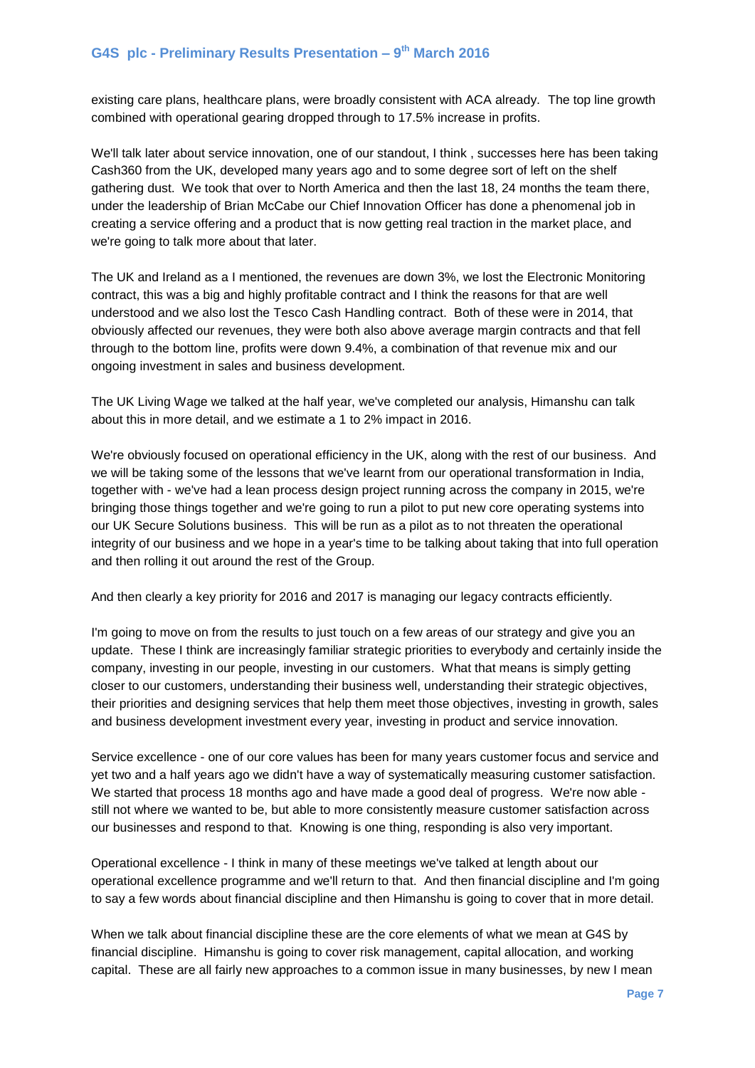existing care plans, healthcare plans, were broadly consistent with ACA already. The top line growth combined with operational gearing dropped through to 17.5% increase in profits.

We'll talk later about service innovation, one of our standout, I think , successes here has been taking Cash360 from the UK, developed many years ago and to some degree sort of left on the shelf gathering dust. We took that over to North America and then the last 18, 24 months the team there, under the leadership of Brian McCabe our Chief Innovation Officer has done a phenomenal job in creating a service offering and a product that is now getting real traction in the market place, and we're going to talk more about that later.

The UK and Ireland as a I mentioned, the revenues are down 3%, we lost the Electronic Monitoring contract, this was a big and highly profitable contract and I think the reasons for that are well understood and we also lost the Tesco Cash Handling contract. Both of these were in 2014, that obviously affected our revenues, they were both also above average margin contracts and that fell through to the bottom line, profits were down 9.4%, a combination of that revenue mix and our ongoing investment in sales and business development.

The UK Living Wage we talked at the half year, we've completed our analysis, Himanshu can talk about this in more detail, and we estimate a 1 to 2% impact in 2016.

We're obviously focused on operational efficiency in the UK, along with the rest of our business. And we will be taking some of the lessons that we've learnt from our operational transformation in India, together with - we've had a lean process design project running across the company in 2015, we're bringing those things together and we're going to run a pilot to put new core operating systems into our UK Secure Solutions business. This will be run as a pilot as to not threaten the operational integrity of our business and we hope in a year's time to be talking about taking that into full operation and then rolling it out around the rest of the Group.

And then clearly a key priority for 2016 and 2017 is managing our legacy contracts efficiently.

I'm going to move on from the results to just touch on a few areas of our strategy and give you an update. These I think are increasingly familiar strategic priorities to everybody and certainly inside the company, investing in our people, investing in our customers. What that means is simply getting closer to our customers, understanding their business well, understanding their strategic objectives, their priorities and designing services that help them meet those objectives, investing in growth, sales and business development investment every year, investing in product and service innovation.

Service excellence - one of our core values has been for many years customer focus and service and yet two and a half years ago we didn't have a way of systematically measuring customer satisfaction. We started that process 18 months ago and have made a good deal of progress. We're now able - still not where we wanted to be, but able to more consistently measure customer satisfaction across our businesses and respond to that. Knowing is one thing, responding is also very important.

Operational excellence - I think in many of these meetings we've talked at length about our operational excellence programme and we'll return to that. And then financial discipline and I'm going to say a few words about financial discipline and then Himanshu is going to cover that in more detail.

When we talk about financial discipline these are the core elements of what we mean at G4S by financial discipline. Himanshu is going to cover risk management, capital allocation, and working capital. These are all fairly new approaches to a common issue in many businesses, by new I mean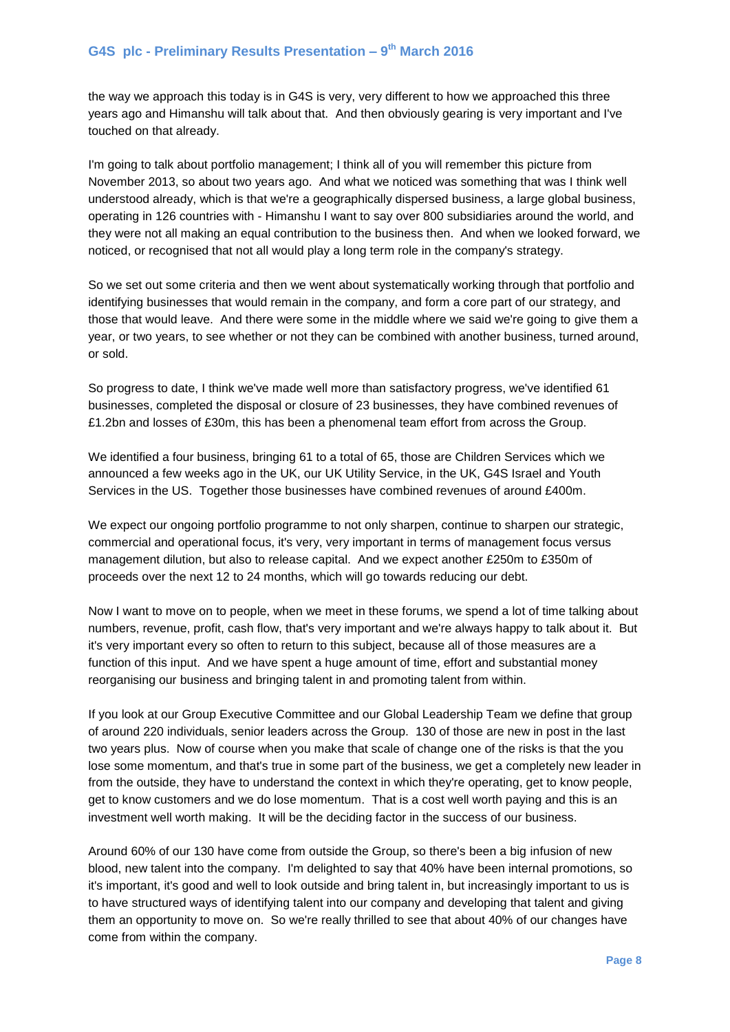the way we approach this today is in G4S is very, very different to how we approached this three years ago and Himanshu will talk about that. And then obviously gearing is very important and I've touched on that already.

I'm going to talk about portfolio management; I think all of you will remember this picture from November 2013, so about two years ago. And what we noticed was something that was I think well understood already, which is that we're a geographically dispersed business, a large global business, operating in 126 countries with - Himanshu I want to say over 800 subsidiaries around the world, and they were not all making an equal contribution to the business then. And when we looked forward, we noticed, or recognised that not all would play a long term role in the company's strategy.

So we set out some criteria and then we went about systematically working through that portfolio and identifying businesses that would remain in the company, and form a core part of our strategy, and those that would leave. And there were some in the middle where we said we're going to give them a year, or two years, to see whether or not they can be combined with another business, turned around, or sold.

So progress to date, I think we've made well more than satisfactory progress, we've identified 61 businesses, completed the disposal or closure of 23 businesses, they have combined revenues of £1.2bn and losses of £30m, this has been a phenomenal team effort from across the Group.

We identified a four business, bringing 61 to a total of 65, those are Children Services which we announced a few weeks ago in the UK, our UK Utility Service, in the UK, G4S Israel and Youth Services in the US. Together those businesses have combined revenues of around £400m.

We expect our ongoing portfolio programme to not only sharpen, continue to sharpen our strategic, commercial and operational focus, it's very, very important in terms of management focus versus management dilution, but also to release capital. And we expect another £250m to £350m of proceeds over the next 12 to 24 months, which will go towards reducing our debt.

Now I want to move on to people, when we meet in these forums, we spend a lot of time talking about numbers, revenue, profit, cash flow, that's very important and we're always happy to talk about it. But it's very important every so often to return to this subject, because all of those measures are a function of this input. And we have spent a huge amount of time, effort and substantial money reorganising our business and bringing talent in and promoting talent from within.

If you look at our Group Executive Committee and our Global Leadership Team we define that group of around 220 individuals, senior leaders across the Group. 130 of those are new in post in the last two years plus. Now of course when you make that scale of change one of the risks is that the you lose some momentum, and that's true in some part of the business, we get a completely new leader in from the outside, they have to understand the context in which they're operating, get to know people, get to know customers and we do lose momentum. That is a cost well worth paying and this is an investment well worth making. It will be the deciding factor in the success of our business.

Around 60% of our 130 have come from outside the Group, so there's been a big infusion of new blood, new talent into the company. I'm delighted to say that 40% have been internal promotions, so it's important, it's good and well to look outside and bring talent in, but increasingly important to us is to have structured ways of identifying talent into our company and developing that talent and giving them an opportunity to move on. So we're really thrilled to see that about 40% of our changes have come from within the company.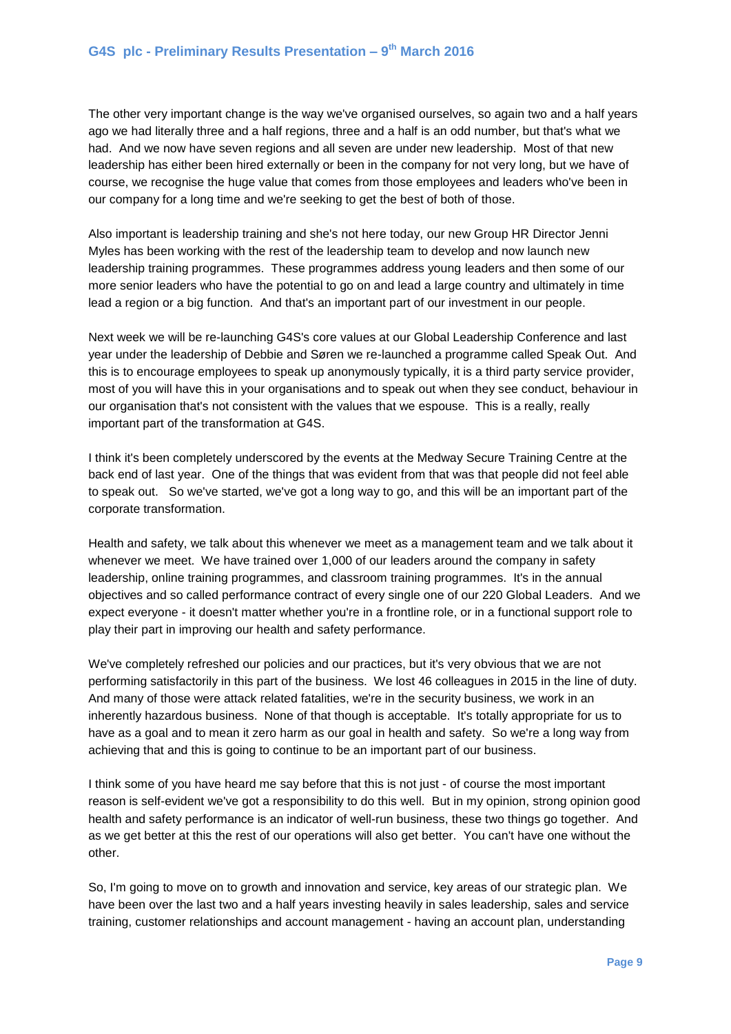The other very important change is the way we've organised ourselves, so again two and a half years ago we had literally three and a half regions, three and a half is an odd number, but that's what we had. And we now have seven regions and all seven are under new leadership. Most of that new leadership has either been hired externally or been in the company for not very long, but we have of course, we recognise the huge value that comes from those employees and leaders who've been in our company for a long time and we're seeking to get the best of both of those.

Also important is leadership training and she's not here today, our new Group HR Director Jenni Myles has been working with the rest of the leadership team to develop and now launch new leadership training programmes. These programmes address young leaders and then some of our more senior leaders who have the potential to go on and lead a large country and ultimately in time lead a region or a big function. And that's an important part of our investment in our people.

Next week we will be re-launching G4S's core values at our Global Leadership Conference and last year under the leadership of Debbie and Søren we re-launched a programme called Speak Out. And this is to encourage employees to speak up anonymously typically, it is a third party service provider, most of you will have this in your organisations and to speak out when they see conduct, behaviour in our organisation that's not consistent with the values that we espouse. This is a really, really important part of the transformation at G4S.

I think it's been completely underscored by the events at the Medway Secure Training Centre at the back end of last year. One of the things that was evident from that was that people did not feel able to speak out. So we've started, we've got a long way to go, and this will be an important part of the corporate transformation.

Health and safety, we talk about this whenever we meet as a management team and we talk about it whenever we meet. We have trained over 1,000 of our leaders around the company in safety leadership, online training programmes, and classroom training programmes. It's in the annual objectives and so called performance contract of every single one of our 220 Global Leaders. And we expect everyone - it doesn't matter whether you're in a frontline role, or in a functional support role to play their part in improving our health and safety performance.

We've completely refreshed our policies and our practices, but it's very obvious that we are not performing satisfactorily in this part of the business. We lost 46 colleagues in 2015 in the line of duty. And many of those were attack related fatalities, we're in the security business, we work in an inherently hazardous business. None of that though is acceptable. It's totally appropriate for us to have as a goal and to mean it zero harm as our goal in health and safety. So we're a long way from achieving that and this is going to continue to be an important part of our business.

I think some of you have heard me say before that this is not just - of course the most important reason is self-evident we've got a responsibility to do this well. But in my opinion, strong opinion good health and safety performance is an indicator of well-run business, these two things go together. And as we get better at this the rest of our operations will also get better. You can't have one without the other.

So, I'm going to move on to growth and innovation and service, key areas of our strategic plan. We have been over the last two and a half years investing heavily in sales leadership, sales and service training, customer relationships and account management - having an account plan, understanding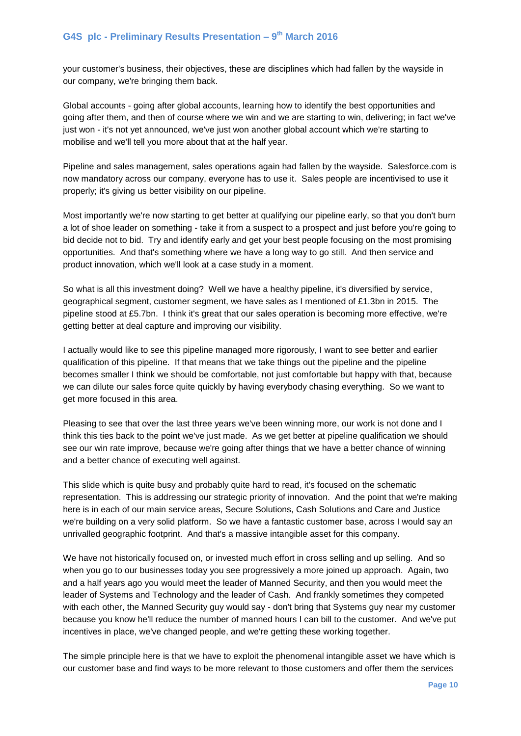your customer's business, their objectives, these are disciplines which had fallen by the wayside in our company, we're bringing them back.

Global accounts - going after global accounts, learning how to identify the best opportunities and going after them, and then of course where we win and we are starting to win, delivering; in fact we've just won - it's not yet announced, we've just won another global account which we're starting to mobilise and we'll tell you more about that at the half year.

Pipeline and sales management, sales operations again had fallen by the wayside. Salesforce.com is now mandatory across our company, everyone has to use it. Sales people are incentivised to use it properly; it's giving us better visibility on our pipeline.

Most importantly we're now starting to get better at qualifying our pipeline early, so that you don't burn a lot of shoe leader on something - take it from a suspect to a prospect and just before you're going to bid decide not to bid. Try and identify early and get your best people focusing on the most promising opportunities. And that's something where we have a long way to go still. And then service and product innovation, which we'll look at a case study in a moment.

So what is all this investment doing? Well we have a healthy pipeline, it's diversified by service, geographical segment, customer segment, we have sales as I mentioned of £1.3bn in 2015. The pipeline stood at £5.7bn. I think it's great that our sales operation is becoming more effective, we're getting better at deal capture and improving our visibility.

I actually would like to see this pipeline managed more rigorously, I want to see better and earlier qualification of this pipeline. If that means that we take things out the pipeline and the pipeline becomes smaller I think we should be comfortable, not just comfortable but happy with that, because we can dilute our sales force quite quickly by having everybody chasing everything. So we want to get more focused in this area.

Pleasing to see that over the last three years we've been winning more, our work is not done and I think this ties back to the point we've just made. As we get better at pipeline qualification we should see our win rate improve, because we're going after things that we have a better chance of winning and a better chance of executing well against.

This slide which is quite busy and probably quite hard to read, it's focused on the schematic representation. This is addressing our strategic priority of innovation. And the point that we're making here is in each of our main service areas, Secure Solutions, Cash Solutions and Care and Justice we're building on a very solid platform. So we have a fantastic customer base, across I would say an unrivalled geographic footprint. And that's a massive intangible asset for this company.

We have not historically focused on, or invested much effort in cross selling and up selling. And so when you go to our businesses today you see progressively a more joined up approach. Again, two and a half years ago you would meet the leader of Manned Security, and then you would meet the leader of Systems and Technology and the leader of Cash. And frankly sometimes they competed with each other, the Manned Security guy would say - don't bring that Systems guy near my customer because you know he'll reduce the number of manned hours I can bill to the customer. And we've put incentives in place, we've changed people, and we're getting these working together.

The simple principle here is that we have to exploit the phenomenal intangible asset we have which is our customer base and find ways to be more relevant to those customers and offer them the services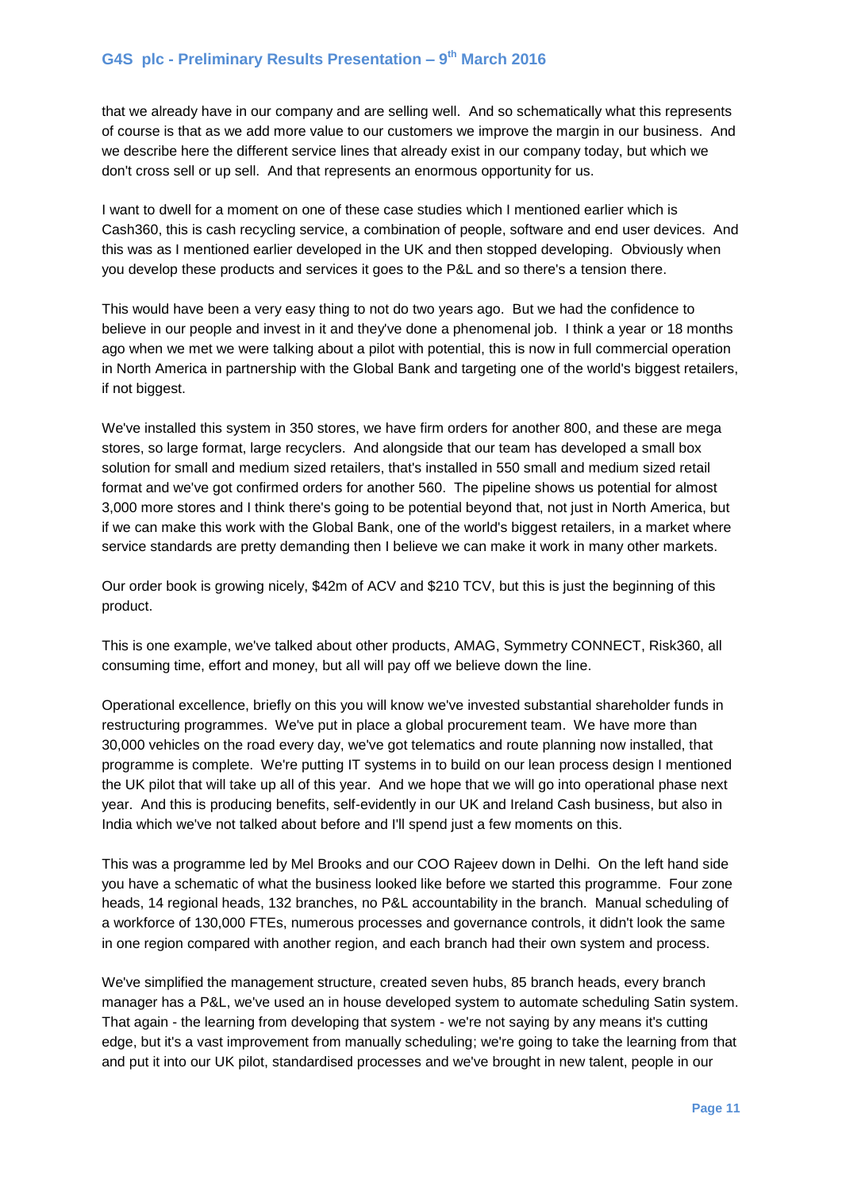that we already have in our company and are selling well. And so schematically what this represents of course is that as we add more value to our customers we improve the margin in our business. And we describe here the different service lines that already exist in our company today, but which we don't cross sell or up sell. And that represents an enormous opportunity for us.

I want to dwell for a moment on one of these case studies which I mentioned earlier which is Cash360, this is cash recycling service, a combination of people, software and end user devices. And this was as I mentioned earlier developed in the UK and then stopped developing. Obviously when you develop these products and services it goes to the P&L and so there's a tension there.

This would have been a very easy thing to not do two years ago. But we had the confidence to believe in our people and invest in it and they've done a phenomenal job. I think a year or 18 months ago when we met we were talking about a pilot with potential, this is now in full commercial operation in North America in partnership with the Global Bank and targeting one of the world's biggest retailers, if not biggest.

We've installed this system in 350 stores, we have firm orders for another 800, and these are mega stores, so large format, large recyclers. And alongside that our team has developed a small box solution for small and medium sized retailers, that's installed in 550 small and medium sized retail format and we've got confirmed orders for another 560. The pipeline shows us potential for almost 3,000 more stores and I think there's going to be potential beyond that, not just in North America, but if we can make this work with the Global Bank, one of the world's biggest retailers, in a market where service standards are pretty demanding then I believe we can make it work in many other markets.

Our order book is growing nicely, $42m of ACV and $210 TCV, but this is just the beginning of this product.

This is one example, we've talked about other products, AMAG, Symmetry CONNECT, Risk360, all consuming time, effort and money, but all will pay off we believe down the line.

Operational excellence, briefly on this you will know we've invested substantial shareholder funds in restructuring programmes. We've put in place a global procurement team. We have more than 30,000 vehicles on the road every day, we've got telematics and route planning now installed, that programme is complete. We're putting IT systems in to build on our lean process design I mentioned the UK pilot that will take up all of this year. And we hope that we will go into operational phase next year. And this is producing benefits, self-evidently in our UK and Ireland Cash business, but also in India which we've not talked about before and I'll spend just a few moments on this.

This was a programme led by Mel Brooks and our COO Rajeev down in Delhi. On the left hand side you have a schematic of what the business looked like before we started this programme. Four zone heads, 14 regional heads, 132 branches, no P&L accountability in the branch. Manual scheduling of a workforce of 130,000 FTEs, numerous processes and governance controls, it didn't look the same in one region compared with another region, and each branch had their own system and process.

We've simplified the management structure, created seven hubs, 85 branch heads, every branch manager has a P&L, we've used an in house developed system to automate scheduling Satin system. That again - the learning from developing that system - we're not saying by any means it's cutting edge, but it's a vast improvement from manually scheduling; we're going to take the learning from that and put it into our UK pilot, standardised processes and we've brought in new talent, people in our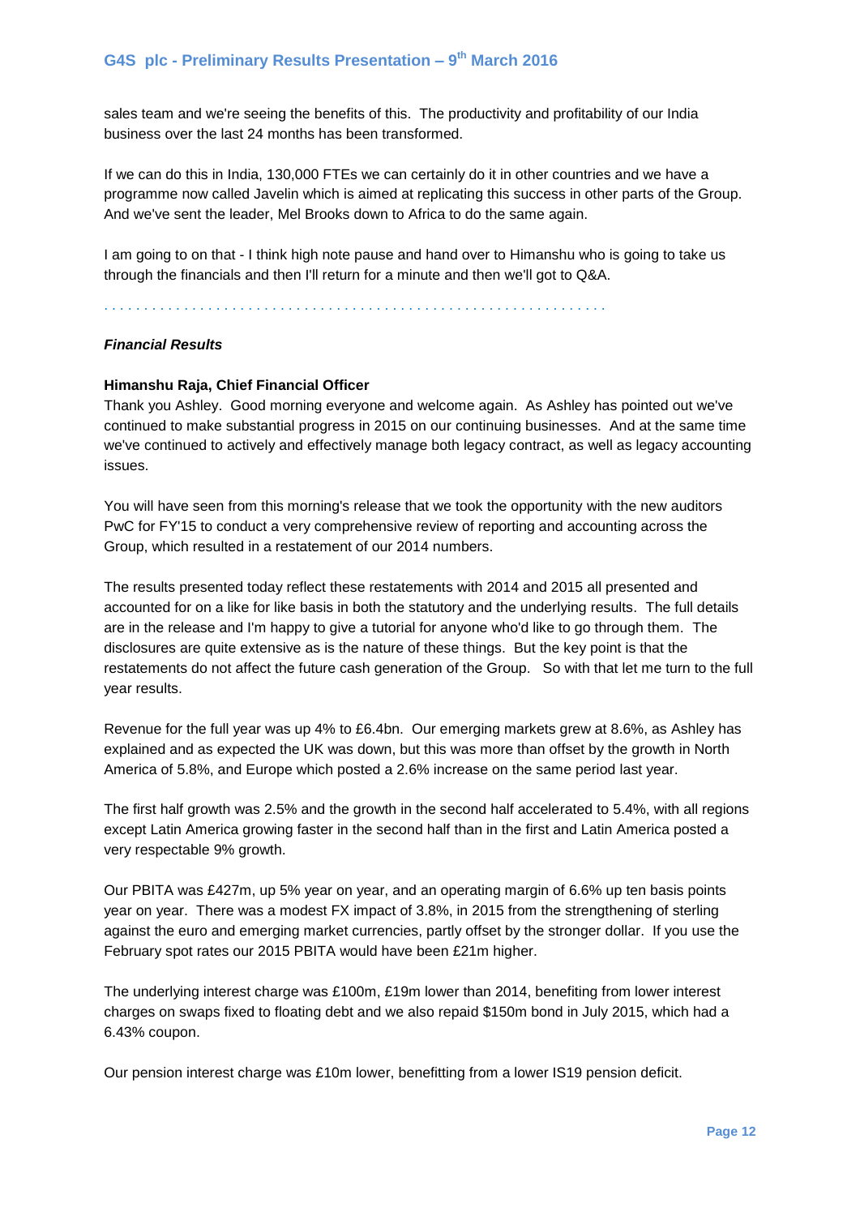sales team and we're seeing the benefits of this. The productivity and profitability of our India business over the last 24 months has been transformed.

If we can do this in India, 130,000 FTEs we can certainly do it in other countries and we have a programme now called Javelin which is aimed at replicating this success in other parts of the Group. And we've sent the leader, Mel Brooks down to Africa to do the same again.

I am going to on that - I think high note pause and hand over to Himanshu who is going to take us through the financials and then I'll return for a minute and then we'll got to Q&A.

. . . . . . . . . . . . . . . . . . . . . . . . . . . . . . . . . . . . . . . . . . . . . . . . . . . . . . . . . . . . .

***Financial Results***

**Himanshu Raja, Chief Financial Officer**

Thank you Ashley. Good morning everyone and welcome again. As Ashley has pointed out we've continued to make substantial progress in 2015 on our continuing businesses. And at the same time we've continued to actively and effectively manage both legacy contract, as well as legacy accounting issues.

You will have seen from this morning's release that we took the opportunity with the new auditors PwC for FY'15 to conduct a very comprehensive review of reporting and accounting across the Group, which resulted in a restatement of our 2014 numbers.

The results presented today reflect these restatements with 2014 and 2015 all presented and accounted for on a like for like basis in both the statutory and the underlying results. The full details are in the release and I'm happy to give a tutorial for anyone who'd like to go through them. The disclosures are quite extensive as is the nature of these things. But the key point is that the restatements do not affect the future cash generation of the Group. So with that let me turn to the full year results.

Revenue for the full year was up 4% to £6.4bn. Our emerging markets grew at 8.6%, as Ashley has explained and as expected the UK was down, but this was more than offset by the growth in North America of 5.8%, and Europe which posted a 2.6% increase on the same period last year.

The first half growth was 2.5% and the growth in the second half accelerated to 5.4%, with all regions except Latin America growing faster in the second half than in the first and Latin America posted a very respectable 9% growth.

Our PBITA was £427m, up 5% year on year, and an operating margin of 6.6% up ten basis points year on year. There was a modest FX impact of 3.8%, in 2015 from the strengthening of sterling against the euro and emerging market currencies, partly offset by the stronger dollar. If you use the February spot rates our 2015 PBITA would have been £21m higher.

The underlying interest charge was £100m, £19m lower than 2014, benefiting from lower interest charges on swaps fixed to floating debt and we also repaid $150m bond in July 2015, which had a 6.43% coupon.

Our pension interest charge was £10m lower, benefitting from a lower IS19 pension deficit.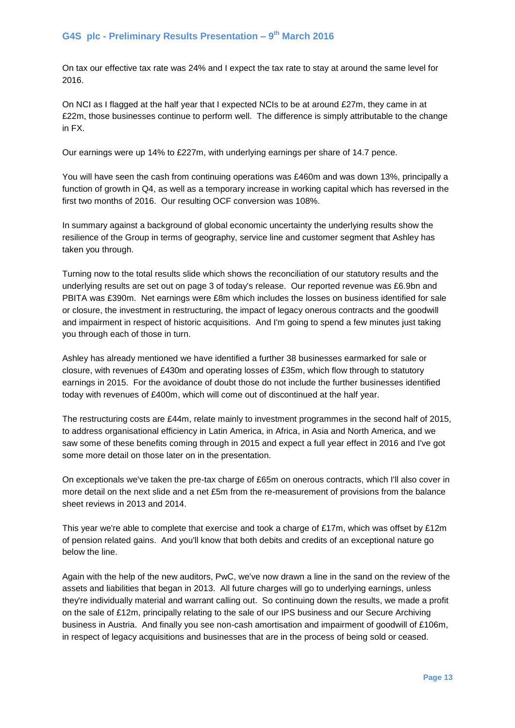On tax our effective tax rate was 24% and I expect the tax rate to stay at around the same level for 2016.

On NCI as I flagged at the half year that I expected NCIs to be at around £27m, they came in at £22m, those businesses continue to perform well. The difference is simply attributable to the change in FX.

Our earnings were up 14% to £227m, with underlying earnings per share of 14.7 pence.

You will have seen the cash from continuing operations was £460m and was down 13%, principally a function of growth in Q4, as well as a temporary increase in working capital which has reversed in the first two months of 2016. Our resulting OCF conversion was 108%.

In summary against a background of global economic uncertainty the underlying results show the resilience of the Group in terms of geography, service line and customer segment that Ashley has taken you through.

Turning now to the total results slide which shows the reconciliation of our statutory results and the underlying results are set out on page 3 of today's release. Our reported revenue was £6.9bn and PBITA was £390m. Net earnings were £8m which includes the losses on business identified for sale or closure, the investment in restructuring, the impact of legacy onerous contracts and the goodwill and impairment in respect of historic acquisitions. And I'm going to spend a few minutes just taking you through each of those in turn.

Ashley has already mentioned we have identified a further 38 businesses earmarked for sale or closure, with revenues of £430m and operating losses of £35m, which flow through to statutory earnings in 2015. For the avoidance of doubt those do not include the further businesses identified today with revenues of £400m, which will come out of discontinued at the half year.

The restructuring costs are £44m, relate mainly to investment programmes in the second half of 2015, to address organisational efficiency in Latin America, in Africa, in Asia and North America, and we saw some of these benefits coming through in 2015 and expect a full year effect in 2016 and I've got some more detail on those later on in the presentation.

On exceptionals we've taken the pre-tax charge of £65m on onerous contracts, which I'll also cover in more detail on the next slide and a net £5m from the re-measurement of provisions from the balance sheet reviews in 2013 and 2014.

This year we're able to complete that exercise and took a charge of £17m, which was offset by £12m of pension related gains. And you'll know that both debits and credits of an exceptional nature go below the line.

Again with the help of the new auditors, PwC, we've now drawn a line in the sand on the review of the assets and liabilities that began in 2013. All future charges will go to underlying earnings, unless they're individually material and warrant calling out. So continuing down the results, we made a profit on the sale of £12m, principally relating to the sale of our IPS business and our Secure Archiving business in Austria. And finally you see non-cash amortisation and impairment of goodwill of £106m, in respect of legacy acquisitions and businesses that are in the process of being sold or ceased.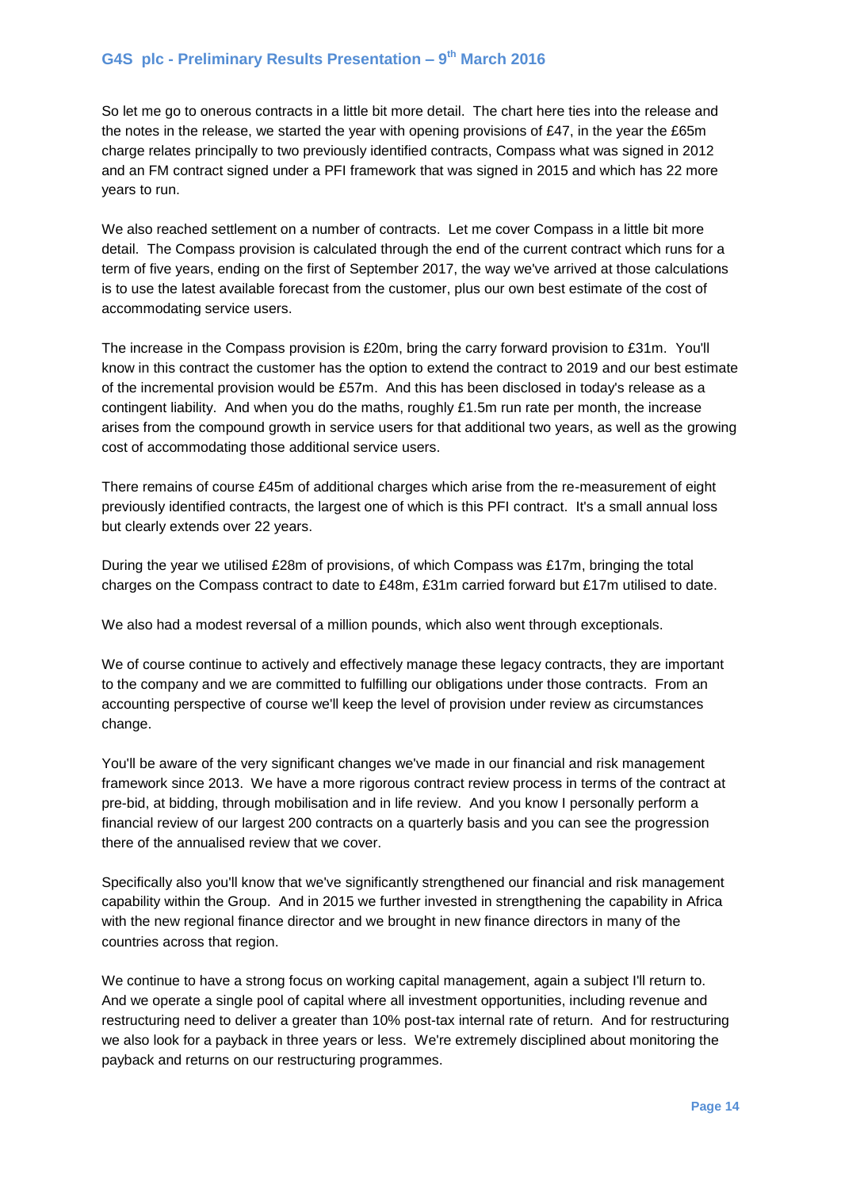So let me go to onerous contracts in a little bit more detail. The chart here ties into the release and the notes in the release, we started the year with opening provisions of £47, in the year the £65m charge relates principally to two previously identified contracts, Compass what was signed in 2012 and an FM contract signed under a PFI framework that was signed in 2015 and which has 22 more years to run.

We also reached settlement on a number of contracts. Let me cover Compass in a little bit more detail. The Compass provision is calculated through the end of the current contract which runs for a term of five years, ending on the first of September 2017, the way we've arrived at those calculations is to use the latest available forecast from the customer, plus our own best estimate of the cost of accommodating service users.

The increase in the Compass provision is £20m, bring the carry forward provision to £31m. You'll know in this contract the customer has the option to extend the contract to 2019 and our best estimate of the incremental provision would be £57m. And this has been disclosed in today's release as a contingent liability. And when you do the maths, roughly £1.5m run rate per month, the increase arises from the compound growth in service users for that additional two years, as well as the growing cost of accommodating those additional service users.

There remains of course £45m of additional charges which arise from the re-measurement of eight previously identified contracts, the largest one of which is this PFI contract. It's a small annual loss but clearly extends over 22 years.

During the year we utilised £28m of provisions, of which Compass was £17m, bringing the total charges on the Compass contract to date to £48m, £31m carried forward but £17m utilised to date.

We also had a modest reversal of a million pounds, which also went through exceptionals.

We of course continue to actively and effectively manage these legacy contracts, they are important to the company and we are committed to fulfilling our obligations under those contracts. From an accounting perspective of course we'll keep the level of provision under review as circumstances change.

You'll be aware of the very significant changes we've made in our financial and risk management framework since 2013. We have a more rigorous contract review process in terms of the contract at pre-bid, at bidding, through mobilisation and in life review. And you know I personally perform a financial review of our largest 200 contracts on a quarterly basis and you can see the progression there of the annualised review that we cover.

Specifically also you'll know that we've significantly strengthened our financial and risk management capability within the Group. And in 2015 we further invested in strengthening the capability in Africa with the new regional finance director and we brought in new finance directors in many of the countries across that region.

We continue to have a strong focus on working capital management, again a subject I'll return to. And we operate a single pool of capital where all investment opportunities, including revenue and restructuring need to deliver a greater than 10% post-tax internal rate of return. And for restructuring we also look for a payback in three years or less. We're extremely disciplined about monitoring the payback and returns on our restructuring programmes.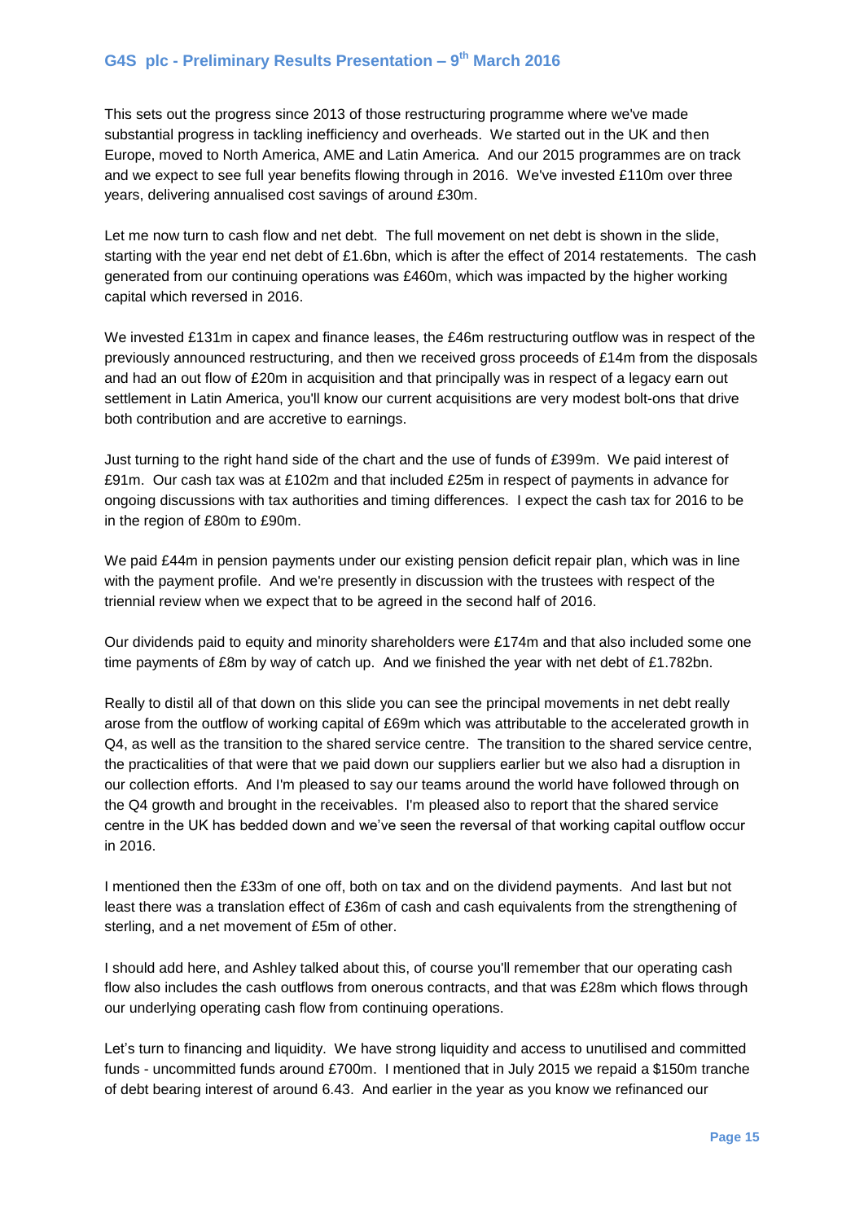This sets out the progress since 2013 of those restructuring programme where we've made substantial progress in tackling inefficiency and overheads. We started out in the UK and then Europe, moved to North America, AME and Latin America. And our 2015 programmes are on track and we expect to see full year benefits flowing through in 2016. We've invested £110m over three years, delivering annualised cost savings of around £30m.

Let me now turn to cash flow and net debt. The full movement on net debt is shown in the slide, starting with the year end net debt of £1.6bn, which is after the effect of 2014 restatements. The cash generated from our continuing operations was £460m, which was impacted by the higher working capital which reversed in 2016.

We invested £131m in capex and finance leases, the £46m restructuring outflow was in respect of the previously announced restructuring, and then we received gross proceeds of £14m from the disposals and had an out flow of £20m in acquisition and that principally was in respect of a legacy earn out settlement in Latin America, you'll know our current acquisitions are very modest bolt-ons that drive both contribution and are accretive to earnings.

Just turning to the right hand side of the chart and the use of funds of £399m. We paid interest of £91m. Our cash tax was at £102m and that included £25m in respect of payments in advance for ongoing discussions with tax authorities and timing differences. I expect the cash tax for 2016 to be in the region of £80m to £90m.

We paid £44m in pension payments under our existing pension deficit repair plan, which was in line with the payment profile. And we're presently in discussion with the trustees with respect of the triennial review when we expect that to be agreed in the second half of 2016.

Our dividends paid to equity and minority shareholders were £174m and that also included some one time payments of £8m by way of catch up. And we finished the year with net debt of £1.782bn.

Really to distil all of that down on this slide you can see the principal movements in net debt really arose from the outflow of working capital of £69m which was attributable to the accelerated growth in Q4, as well as the transition to the shared service centre. The transition to the shared service centre, the practicalities of that were that we paid down our suppliers earlier but we also had a disruption in our collection efforts. And I'm pleased to say our teams around the world have followed through on the Q4 growth and brought in the receivables. I'm pleased also to report that the shared service centre in the UK has bedded down and we've seen the reversal of that working capital outflow occur in 2016.

I mentioned then the £33m of one off, both on tax and on the dividend payments. And last but not least there was a translation effect of £36m of cash and cash equivalents from the strengthening of sterling, and a net movement of £5m of other.

I should add here, and Ashley talked about this, of course you'll remember that our operating cash flow also includes the cash outflows from onerous contracts, and that was £28m which flows through our underlying operating cash flow from continuing operations.

Let's turn to financing and liquidity. We have strong liquidity and access to unutilised and committed funds - uncommitted funds around £700m. I mentioned that in July 2015 we repaid a $150m tranche of debt bearing interest of around 6.43. And earlier in the year as you know we refinanced our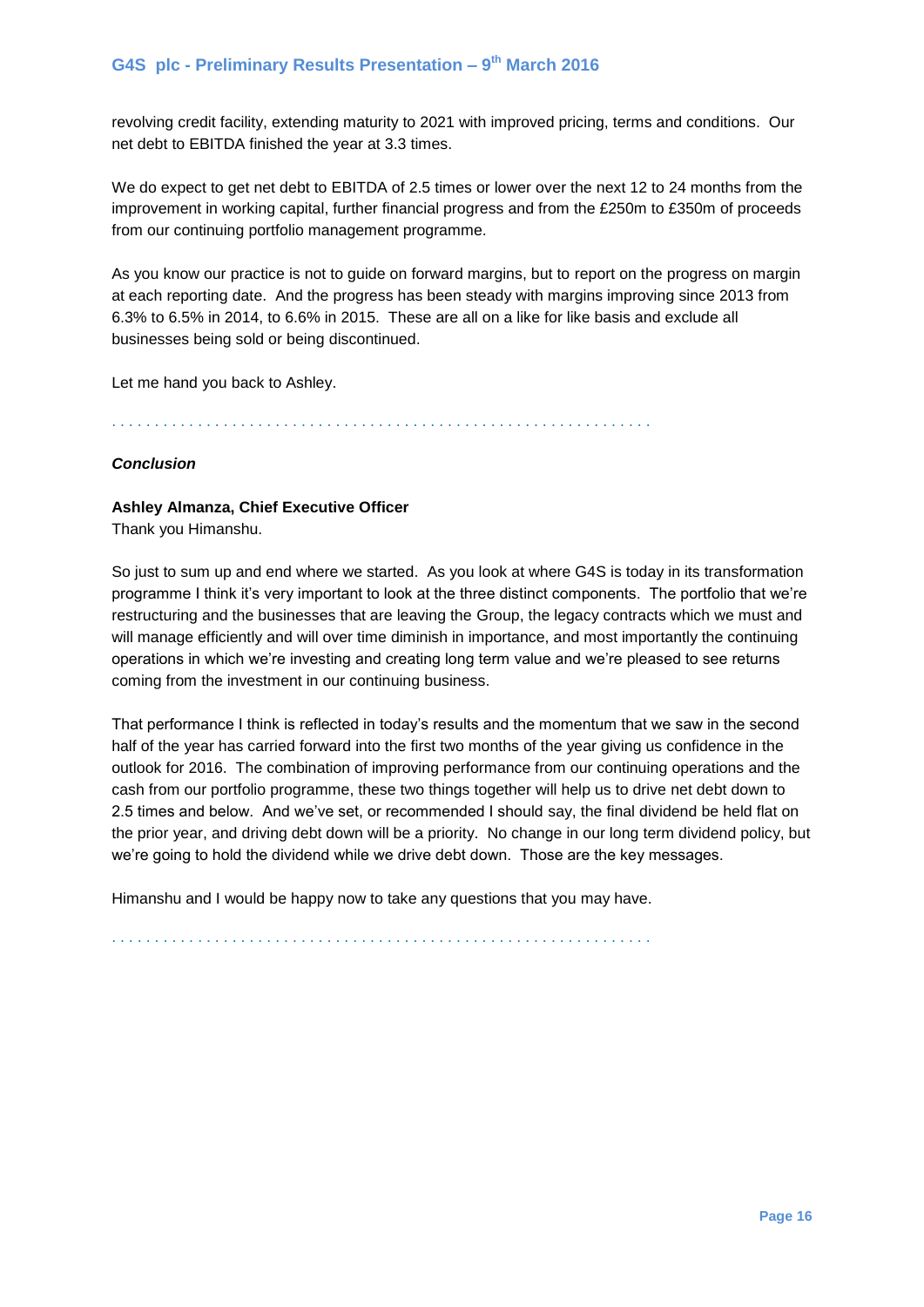revolving credit facility, extending maturity to 2021 with improved pricing, terms and conditions. Our net debt to EBITDA finished the year at 3.3 times.

We do expect to get net debt to EBITDA of 2.5 times or lower over the next 12 to 24 months from the improvement in working capital, further financial progress and from the £250m to £350m of proceeds from our continuing portfolio management programme.

As you know our practice is not to guide on forward margins, but to report on the progress on margin at each reporting date. And the progress has been steady with margins improving since 2013 from 6.3% to 6.5% in 2014, to 6.6% in 2015. These are all on a like for like basis and exclude all businesses being sold or being discontinued.

Let me hand you back to Ashley.

. . . . . . . . . . . . . . . . . . . . . . . . . . . . . . . . . . . . . . . . . . . . . . . . . . . . . . . . . . . . . .

***Conclusion***

**Ashley Almanza, Chief Executive Officer**
Thank you Himanshu.

So just to sum up and end where we started. As you look at where G4S is today in its transformation programme I think it's very important to look at the three distinct components. The portfolio that we're restructuring and the businesses that are leaving the Group, the legacy contracts which we must and will manage efficiently and will over time diminish in importance, and most importantly the continuing operations in which we're investing and creating long term value and we're pleased to see returns coming from the investment in our continuing business.

That performance I think is reflected in today's results and the momentum that we saw in the second half of the year has carried forward into the first two months of the year giving us confidence in the outlook for 2016. The combination of improving performance from our continuing operations and the cash from our portfolio programme, these two things together will help us to drive net debt down to 2.5 times and below. And we've set, or recommended I should say, the final dividend be held flat on the prior year, and driving debt down will be a priority. No change in our long term dividend policy, but we're going to hold the dividend while we drive debt down. Those are the key messages.

Himanshu and I would be happy now to take any questions that you may have.

. . . . . . . . . . . . . . . . . . . . . . . . . . . . . . . . . . . . . . . . . . . . . . . . . . . . . . . . . . . . . .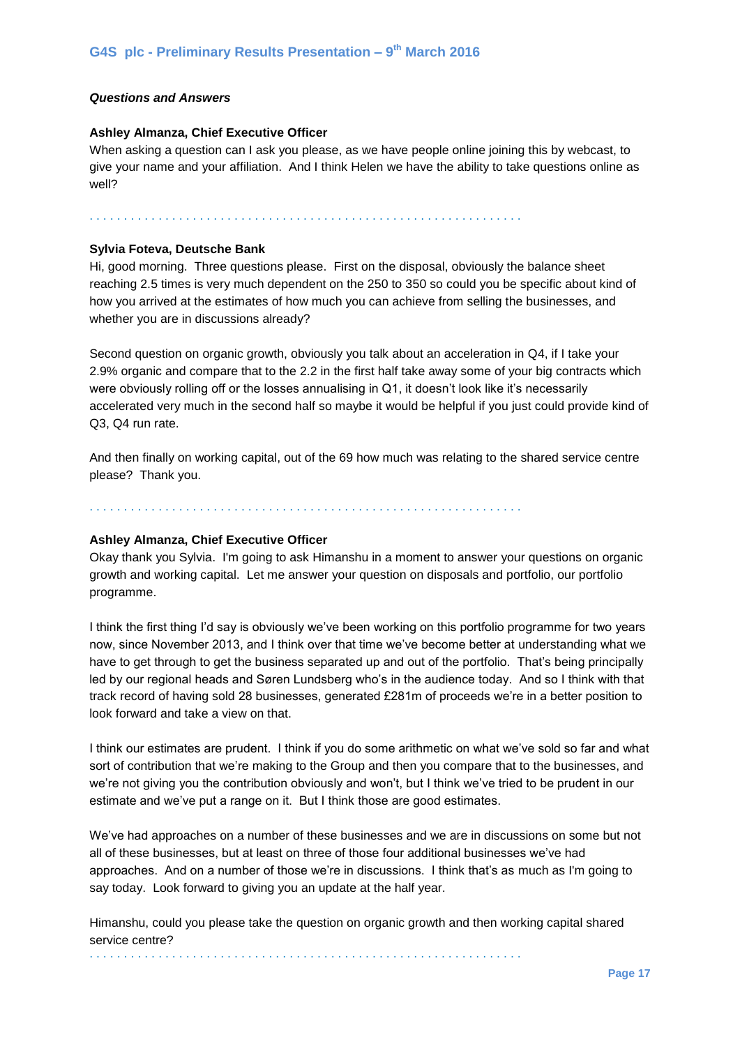### *Questions and Answers*

**Ashley Almanza, Chief Executive Officer**

When asking a question can I ask you please, as we have people online joining this by webcast, to give your name and your affiliation. And I think Helen we have the ability to take questions online as well?

. . . . . . . . . . . . . . . . . . . . . . . . . . . . . . . . . . . . . . . . . . . . . . . . . . . . . . . . . . . . . .

**Sylvia Foteva, Deutsche Bank**

Hi, good morning. Three questions please. First on the disposal, obviously the balance sheet reaching 2.5 times is very much dependent on the 250 to 350 so could you be specific about kind of how you arrived at the estimates of how much you can achieve from selling the businesses, and whether you are in discussions already?

Second question on organic growth, obviously you talk about an acceleration in Q4, if I take your 2.9% organic and compare that to the 2.2 in the first half take away some of your big contracts which were obviously rolling off or the losses annualising in Q1, it doesn't look like it's necessarily accelerated very much in the second half so maybe it would be helpful if you just could provide kind of Q3, Q4 run rate.

And then finally on working capital, out of the 69 how much was relating to the shared service centre please? Thank you.

. . . . . . . . . . . . . . . . . . . . . . . . . . . . . . . . . . . . . . . . . . . . . . . . . . . . . . . . . . . . . .

**Ashley Almanza, Chief Executive Officer**

Okay thank you Sylvia. I'm going to ask Himanshu in a moment to answer your questions on organic growth and working capital. Let me answer your question on disposals and portfolio, our portfolio programme.

I think the first thing I'd say is obviously we've been working on this portfolio programme for two years now, since November 2013, and I think over that time we've become better at understanding what we have to get through to get the business separated up and out of the portfolio. That's being principally led by our regional heads and Søren Lundsberg who's in the audience today. And so I think with that track record of having sold 28 businesses, generated £281m of proceeds we're in a better position to look forward and take a view on that.

I think our estimates are prudent. I think if you do some arithmetic on what we've sold so far and what sort of contribution that we're making to the Group and then you compare that to the businesses, and we're not giving you the contribution obviously and won't, but I think we've tried to be prudent in our estimate and we've put a range on it. But I think those are good estimates.

We've had approaches on a number of these businesses and we are in discussions on some but not all of these businesses, but at least on three of those four additional businesses we've had approaches. And on a number of those we're in discussions. I think that's as much as I'm going to say today. Look forward to giving you an update at the half year.

Himanshu, could you please take the question on organic growth and then working capital shared service centre?

. . . . . . . . . . . . . . . . . . . . . . . . . . . . . . . . . . . . . . . . . . . . . . . . . . . . . . . . . . . . . .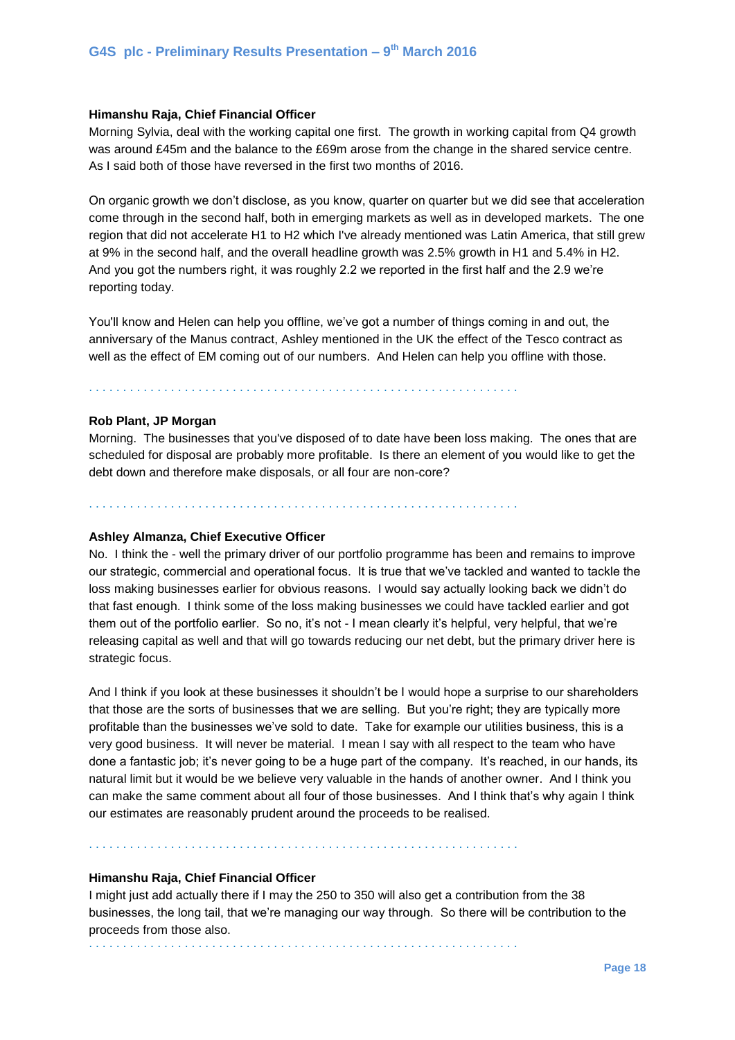**Himanshu Raja, Chief Financial Officer**

Morning Sylvia, deal with the working capital one first. The growth in working capital from Q4 growth was around £45m and the balance to the £69m arose from the change in the shared service centre. As I said both of those have reversed in the first two months of 2016.

On organic growth we don't disclose, as you know, quarter on quarter but we did see that acceleration come through in the second half, both in emerging markets as well as in developed markets. The one region that did not accelerate H1 to H2 which I've already mentioned was Latin America, that still grew at 9% in the second half, and the overall headline growth was 2.5% growth in H1 and 5.4% in H2. And you got the numbers right, it was roughly 2.2 we reported in the first half and the 2.9 we're reporting today.

You'll know and Helen can help you offline, we've got a number of things coming in and out, the anniversary of the Manus contract, Ashley mentioned in the UK the effect of the Tesco contract as well as the effect of EM coming out of our numbers. And Helen can help you offline with those.

. . . . . . . . . . . . . . . . . . . . . . . . . . . . . . . . . . . . . . . . . . . . . . . . . . . . . . . . . . . . . . .

**Rob Plant, JP Morgan**

Morning. The businesses that you've disposed of to date have been loss making. The ones that are scheduled for disposal are probably more profitable. Is there an element of you would like to get the debt down and therefore make disposals, or all four are non-core?

. . . . . . . . . . . . . . . . . . . . . . . . . . . . . . . . . . . . . . . . . . . . . . . . . . . . . . . . . . . . . . .

**Ashley Almanza, Chief Executive Officer**

No. I think the - well the primary driver of our portfolio programme has been and remains to improve our strategic, commercial and operational focus. It is true that we've tackled and wanted to tackle the loss making businesses earlier for obvious reasons. I would say actually looking back we didn't do that fast enough. I think some of the loss making businesses we could have tackled earlier and got them out of the portfolio earlier. So no, it's not - I mean clearly it's helpful, very helpful, that we're releasing capital as well and that will go towards reducing our net debt, but the primary driver here is strategic focus.

And I think if you look at these businesses it shouldn't be I would hope a surprise to our shareholders that those are the sorts of businesses that we are selling. But you're right; they are typically more profitable than the businesses we've sold to date. Take for example our utilities business, this is a very good business. It will never be material. I mean I say with all respect to the team who have done a fantastic job; it's never going to be a huge part of the company. It's reached, in our hands, its natural limit but it would be we believe very valuable in the hands of another owner. And I think you can make the same comment about all four of those businesses. And I think that's why again I think our estimates are reasonably prudent around the proceeds to be realised.

. . . . . . . . . . . . . . . . . . . . . . . . . . . . . . . . . . . . . . . . . . . . . . . . . . . . . . . . . . . . . . .

**Himanshu Raja, Chief Financial Officer**

I might just add actually there if I may the 250 to 350 will also get a contribution from the 38 businesses, the long tail, that we're managing our way through. So there will be contribution to the proceeds from those also.

. . . . . . . . . . . . . . . . . . . . . . . . . . . . . . . . . . . . . . . . . . . . . . . . . . . . . . . . . . . . . . .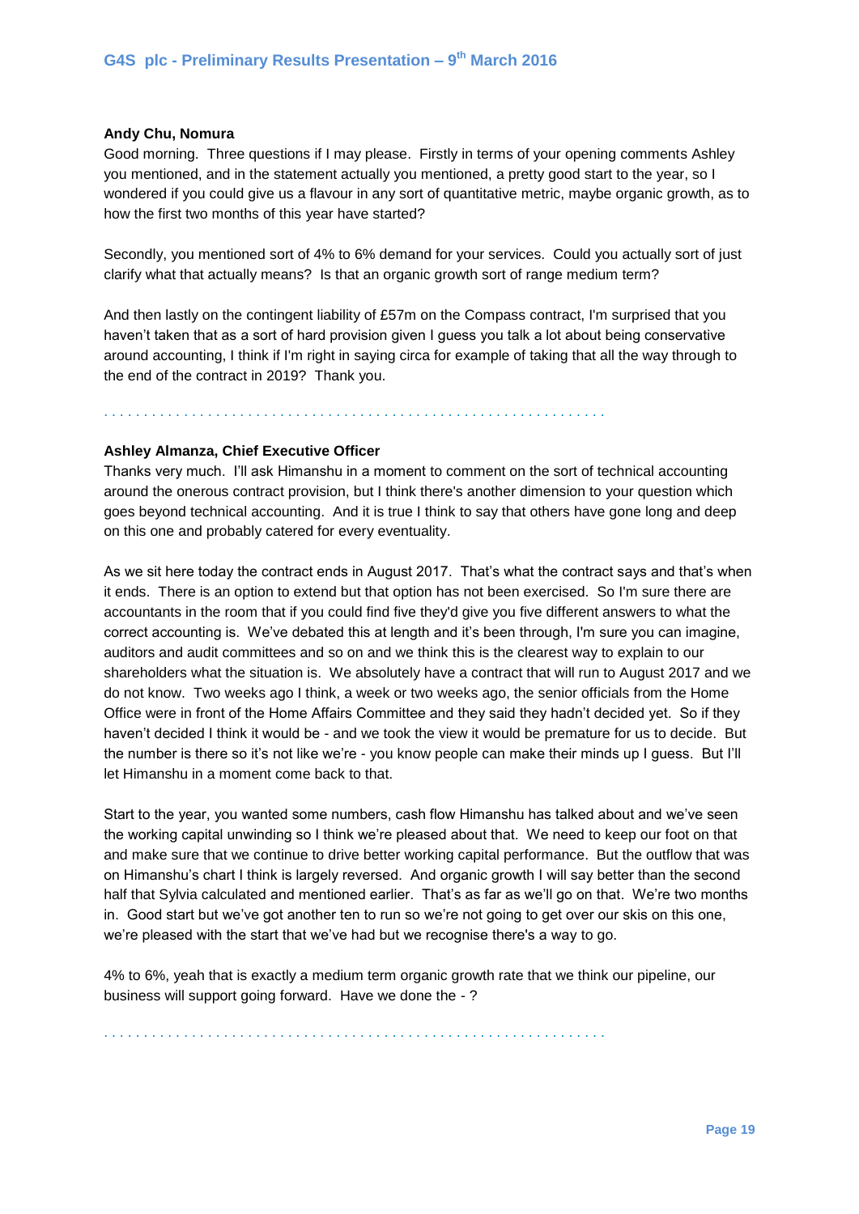**Andy Chu, Nomura**

Good morning. Three questions if I may please. Firstly in terms of your opening comments Ashley you mentioned, and in the statement actually you mentioned, a pretty good start to the year, so I wondered if you could give us a flavour in any sort of quantitative metric, maybe organic growth, as to how the first two months of this year have started?

Secondly, you mentioned sort of 4% to 6% demand for your services. Could you actually sort of just clarify what that actually means? Is that an organic growth sort of range medium term?

And then lastly on the contingent liability of £57m on the Compass contract, I'm surprised that you haven't taken that as a sort of hard provision given I guess you talk a lot about being conservative around accounting, I think if I'm right in saying circa for example of taking that all the way through to the end of the contract in 2019? Thank you.

. . . . . . . . . . . . . . . . . . . . . . . . . . . . . . . . . . . . . . . . . . . . . . . . . . . . . . . . . . . . . .

**Ashley Almanza, Chief Executive Officer**

Thanks very much. I'll ask Himanshu in a moment to comment on the sort of technical accounting around the onerous contract provision, but I think there's another dimension to your question which goes beyond technical accounting. And it is true I think to say that others have gone long and deep on this one and probably catered for every eventuality.

As we sit here today the contract ends in August 2017. That's what the contract says and that's when it ends. There is an option to extend but that option has not been exercised. So I'm sure there are accountants in the room that if you could find five they'd give you five different answers to what the correct accounting is. We've debated this at length and it's been through, I'm sure you can imagine, auditors and audit committees and so on and we think this is the clearest way to explain to our shareholders what the situation is. We absolutely have a contract that will run to August 2017 and we do not know. Two weeks ago I think, a week or two weeks ago, the senior officials from the Home Office were in front of the Home Affairs Committee and they said they hadn't decided yet. So if they haven't decided I think it would be - and we took the view it would be premature for us to decide. But the number is there so it's not like we're - you know people can make their minds up I guess. But I'll let Himanshu in a moment come back to that.

Start to the year, you wanted some numbers, cash flow Himanshu has talked about and we've seen the working capital unwinding so I think we're pleased about that. We need to keep our foot on that and make sure that we continue to drive better working capital performance. But the outflow that was on Himanshu's chart I think is largely reversed. And organic growth I will say better than the second half that Sylvia calculated and mentioned earlier. That's as far as we'll go on that. We're two months in. Good start but we've got another ten to run so we're not going to get over our skis on this one, we're pleased with the start that we've had but we recognise there's a way to go.

4% to 6%, yeah that is exactly a medium term organic growth rate that we think our pipeline, our business will support going forward. Have we done the - ?

. . . . . . . . . . . . . . . . . . . . . . . . . . . . . . . . . . . . . . . . . . . . . . . . . . . . . . . . . . . . . .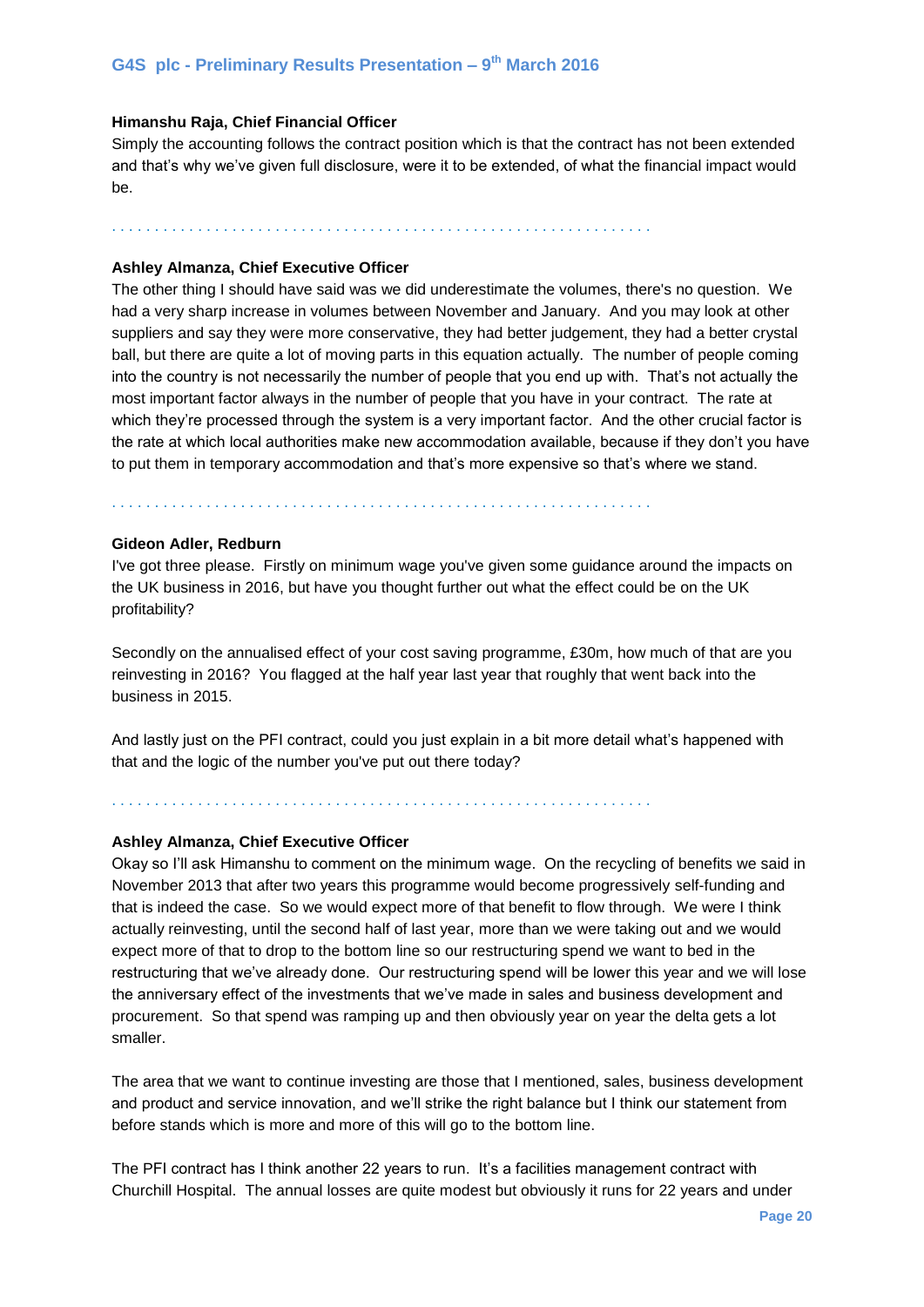**Himanshu Raja, Chief Financial Officer**

Simply the accounting follows the contract position which is that the contract has not been extended and that's why we've given full disclosure, were it to be extended, of what the financial impact would be.

. . . . . . . . . . . . . . . . . . . . . . . . . . . . . . . . . . . . . . . . . . . . . . . . . . . . . . . . . . . . .

**Ashley Almanza, Chief Executive Officer**

The other thing I should have said was we did underestimate the volumes, there's no question. We had a very sharp increase in volumes between November and January. And you may look at other suppliers and say they were more conservative, they had better judgement, they had a better crystal ball, but there are quite a lot of moving parts in this equation actually. The number of people coming into the country is not necessarily the number of people that you end up with. That's not actually the most important factor always in the number of people that you have in your contract. The rate at which they're processed through the system is a very important factor. And the other crucial factor is the rate at which local authorities make new accommodation available, because if they don't you have to put them in temporary accommodation and that's more expensive so that's where we stand.

. . . . . . . . . . . . . . . . . . . . . . . . . . . . . . . . . . . . . . . . . . . . . . . . . . . . . . . . . . . . .

**Gideon Adler, Redburn**

I've got three please. Firstly on minimum wage you've given some guidance around the impacts on the UK business in 2016, but have you thought further out what the effect could be on the UK profitability?

Secondly on the annualised effect of your cost saving programme, £30m, how much of that are you reinvesting in 2016? You flagged at the half year last year that roughly that went back into the business in 2015.

And lastly just on the PFI contract, could you just explain in a bit more detail what's happened with that and the logic of the number you've put out there today?

. . . . . . . . . . . . . . . . . . . . . . . . . . . . . . . . . . . . . . . . . . . . . . . . . . . . . . . . . . . . .

**Ashley Almanza, Chief Executive Officer**

Okay so I'll ask Himanshu to comment on the minimum wage. On the recycling of benefits we said in November 2013 that after two years this programme would become progressively self-funding and that is indeed the case. So we would expect more of that benefit to flow through. We were I think actually reinvesting, until the second half of last year, more than we were taking out and we would expect more of that to drop to the bottom line so our restructuring spend we want to bed in the restructuring that we've already done. Our restructuring spend will be lower this year and we will lose the anniversary effect of the investments that we've made in sales and business development and procurement. So that spend was ramping up and then obviously year on year the delta gets a lot smaller.

The area that we want to continue investing are those that I mentioned, sales, business development and product and service innovation, and we'll strike the right balance but I think our statement from before stands which is more and more of this will go to the bottom line.

The PFI contract has I think another 22 years to run. It's a facilities management contract with Churchill Hospital. The annual losses are quite modest but obviously it runs for 22 years and under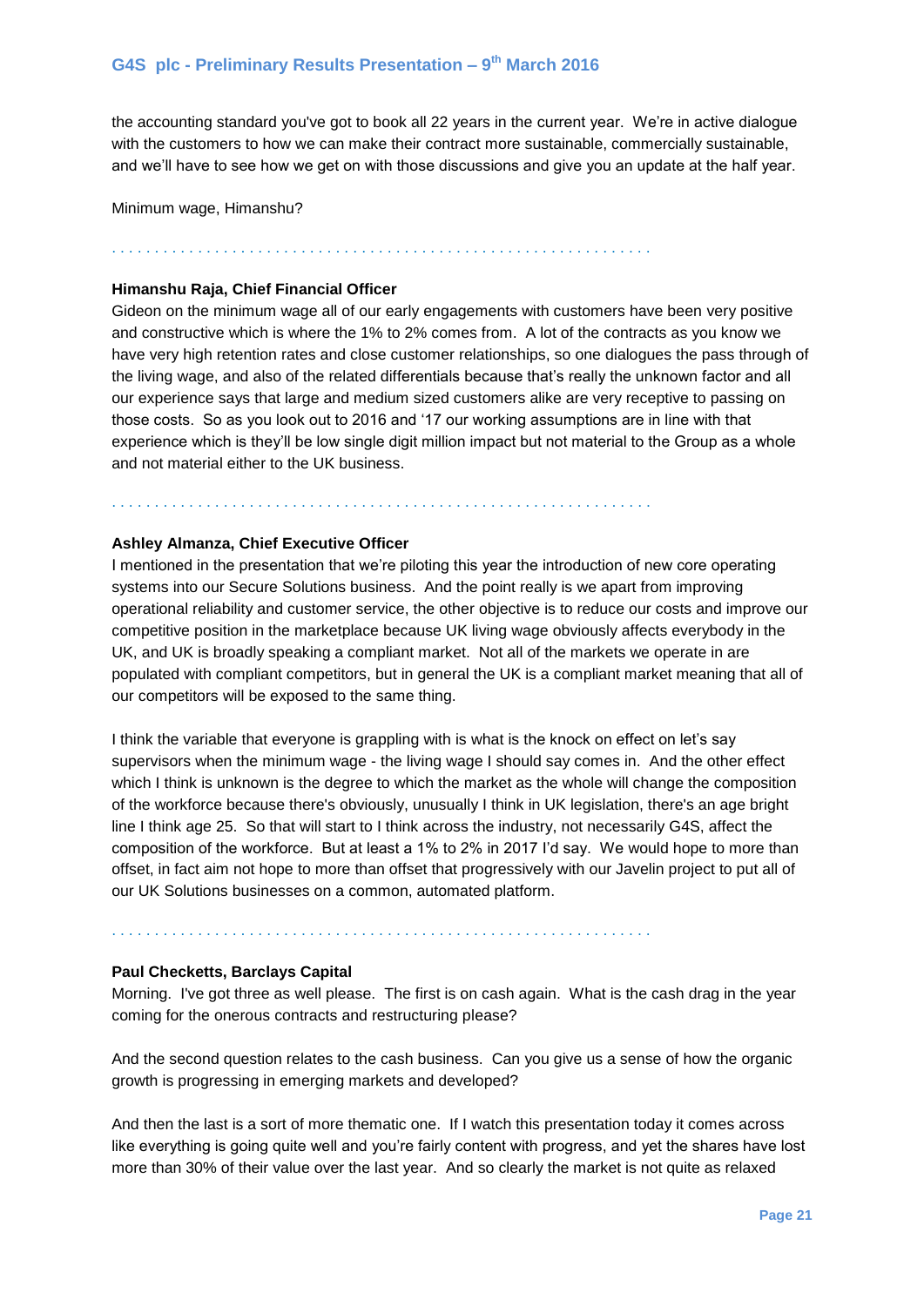the accounting standard you've got to book all 22 years in the current year. We're in active dialogue with the customers to how we can make their contract more sustainable, commercially sustainable, and we'll have to see how we get on with those discussions and give you an update at the half year.

Minimum wage, Himanshu?

. . . . . . . . . . . . . . . . . . . . . . . . . . . . . . . . . . . . . . . . . . . . . . . . . . . . . . . . . . . . . .

**Himanshu Raja, Chief Financial Officer**

Gideon on the minimum wage all of our early engagements with customers have been very positive and constructive which is where the 1% to 2% comes from. A lot of the contracts as you know we have very high retention rates and close customer relationships, so one dialogues the pass through of the living wage, and also of the related differentials because that's really the unknown factor and all our experience says that large and medium sized customers alike are very receptive to passing on those costs. So as you look out to 2016 and '17 our working assumptions are in line with that experience which is they'll be low single digit million impact but not material to the Group as a whole and not material either to the UK business.

. . . . . . . . . . . . . . . . . . . . . . . . . . . . . . . . . . . . . . . . . . . . . . . . . . . . . . . . . . . . . .

**Ashley Almanza, Chief Executive Officer**

I mentioned in the presentation that we're piloting this year the introduction of new core operating systems into our Secure Solutions business. And the point really is we apart from improving operational reliability and customer service, the other objective is to reduce our costs and improve our competitive position in the marketplace because UK living wage obviously affects everybody in the UK, and UK is broadly speaking a compliant market. Not all of the markets we operate in are populated with compliant competitors, but in general the UK is a compliant market meaning that all of our competitors will be exposed to the same thing.

I think the variable that everyone is grappling with is what is the knock on effect on let's say supervisors when the minimum wage - the living wage I should say comes in. And the other effect which I think is unknown is the degree to which the market as the whole will change the composition of the workforce because there's obviously, unusually I think in UK legislation, there's an age bright line I think age 25. So that will start to I think across the industry, not necessarily G4S, affect the composition of the workforce. But at least a 1% to 2% in 2017 I'd say. We would hope to more than offset, in fact aim not hope to more than offset that progressively with our Javelin project to put all of our UK Solutions businesses on a common, automated platform.

. . . . . . . . . . . . . . . . . . . . . . . . . . . . . . . . . . . . . . . . . . . . . . . . . . . . . . . . . . . . . .

**Paul Checketts, Barclays Capital**

Morning. I've got three as well please. The first is on cash again. What is the cash drag in the year coming for the onerous contracts and restructuring please?

And the second question relates to the cash business. Can you give us a sense of how the organic growth is progressing in emerging markets and developed?

And then the last is a sort of more thematic one. If I watch this presentation today it comes across like everything is going quite well and you're fairly content with progress, and yet the shares have lost more than 30% of their value over the last year. And so clearly the market is not quite as relaxed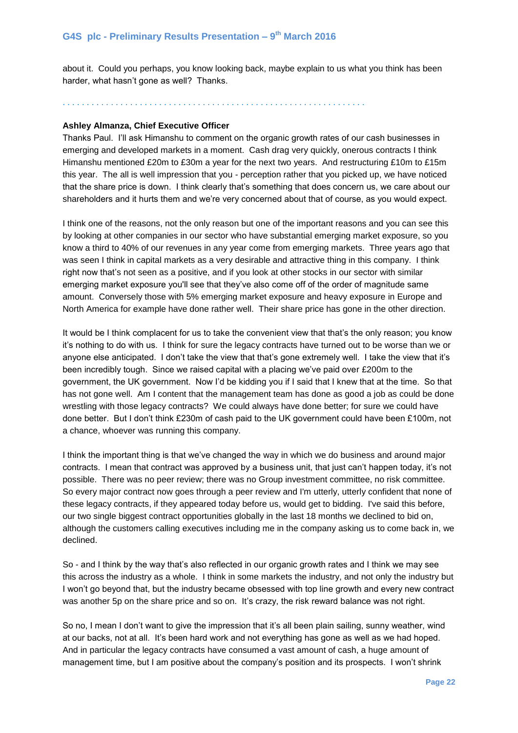about it. Could you perhaps, you know looking back, maybe explain to us what you think has been harder, what hasn't gone as well? Thanks.

. . . . . . . . . . . . . . . . . . . . . . . . . . . . . . . . . . . . . . . . . . . . . . . . . . . . . . . . . . . . . .

**Ashley Almanza, Chief Executive Officer**

Thanks Paul. I'll ask Himanshu to comment on the organic growth rates of our cash businesses in emerging and developed markets in a moment. Cash drag very quickly, onerous contracts I think Himanshu mentioned £20m to £30m a year for the next two years. And restructuring £10m to £15m this year. The all is well impression that you - perception rather that you picked up, we have noticed that the share price is down. I think clearly that's something that does concern us, we care about our shareholders and it hurts them and we're very concerned about that of course, as you would expect.

I think one of the reasons, not the only reason but one of the important reasons and you can see this by looking at other companies in our sector who have substantial emerging market exposure, so you know a third to 40% of our revenues in any year come from emerging markets. Three years ago that was seen I think in capital markets as a very desirable and attractive thing in this company. I think right now that's not seen as a positive, and if you look at other stocks in our sector with similar emerging market exposure you'll see that they've also come off of the order of magnitude same amount. Conversely those with 5% emerging market exposure and heavy exposure in Europe and North America for example have done rather well. Their share price has gone in the other direction.

It would be I think complacent for us to take the convenient view that that's the only reason; you know it's nothing to do with us. I think for sure the legacy contracts have turned out to be worse than we or anyone else anticipated. I don't take the view that that's gone extremely well. I take the view that it's been incredibly tough. Since we raised capital with a placing we've paid over £200m to the government, the UK government. Now I'd be kidding you if I said that I knew that at the time. So that has not gone well. Am I content that the management team has done as good a job as could be done wrestling with those legacy contracts? We could always have done better; for sure we could have done better. But I don't think £230m of cash paid to the UK government could have been £100m, not a chance, whoever was running this company.

I think the important thing is that we've changed the way in which we do business and around major contracts. I mean that contract was approved by a business unit, that just can't happen today, it's not possible. There was no peer review; there was no Group investment committee, no risk committee. So every major contract now goes through a peer review and I'm utterly, utterly confident that none of these legacy contracts, if they appeared today before us, would get to bidding. I've said this before, our two single biggest contract opportunities globally in the last 18 months we declined to bid on, although the customers calling executives including me in the company asking us to come back in, we declined.

So - and I think by the way that's also reflected in our organic growth rates and I think we may see this across the industry as a whole. I think in some markets the industry, and not only the industry but I won't go beyond that, but the industry became obsessed with top line growth and every new contract was another 5p on the share price and so on. It's crazy, the risk reward balance was not right.

So no, I mean I don't want to give the impression that it's all been plain sailing, sunny weather, wind at our backs, not at all. It's been hard work and not everything has gone as well as we had hoped. And in particular the legacy contracts have consumed a vast amount of cash, a huge amount of management time, but I am positive about the company's position and its prospects. I won't shrink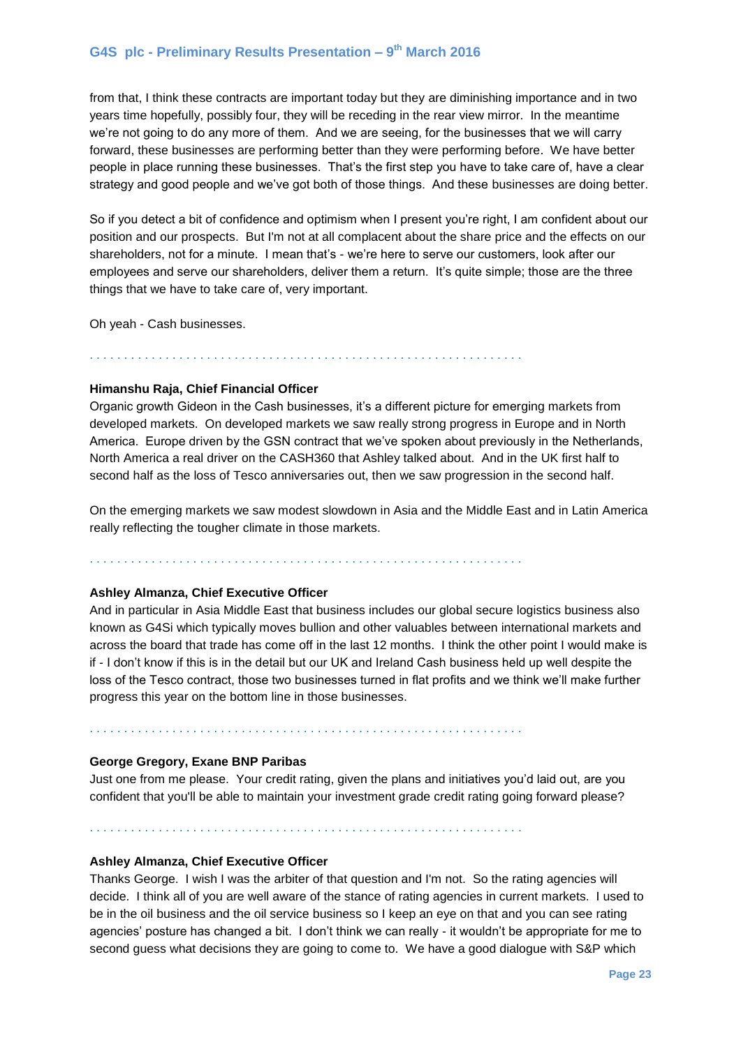from that, I think these contracts are important today but they are diminishing importance and in two years time hopefully, possibly four, they will be receding in the rear view mirror. In the meantime we're not going to do any more of them. And we are seeing, for the businesses that we will carry forward, these businesses are performing better than they were performing before. We have better people in place running these businesses. That's the first step you have to take care of, have a clear strategy and good people and we've got both of those things. And these businesses are doing better.

So if you detect a bit of confidence and optimism when I present you're right, I am confident about our position and our prospects. But I'm not at all complacent about the share price and the effects on our shareholders, not for a minute. I mean that's - we're here to serve our customers, look after our employees and serve our shareholders, deliver them a return. It's quite simple; those are the three things that we have to take care of, very important.

Oh yeah - Cash businesses.

. . . . . . . . . . . . . . . . . . . . . . . . . . . . . . . . . . . . . . . . . . . . . . . . . . . . . . . . . . . . . . .

**Himanshu Raja, Chief Financial Officer**
Organic growth Gideon in the Cash businesses, it's a different picture for emerging markets from developed markets. On developed markets we saw really strong progress in Europe and in North America. Europe driven by the GSN contract that we've spoken about previously in the Netherlands, North America a real driver on the CASH360 that Ashley talked about. And in the UK first half to second half as the loss of Tesco anniversaries out, then we saw progression in the second half.

On the emerging markets we saw modest slowdown in Asia and the Middle East and in Latin America really reflecting the tougher climate in those markets.

. . . . . . . . . . . . . . . . . . . . . . . . . . . . . . . . . . . . . . . . . . . . . . . . . . . . . . . . . . . . . . . .

**Ashley Almanza, Chief Executive Officer**
And in particular in Asia Middle East that business includes our global secure logistics business also known as G4Si which typically moves bullion and other valuables between international markets and across the board that trade has come off in the last 12 months. I think the other point I would make is if - I don't know if this is in the detail but our UK and Ireland Cash business held up well despite the loss of the Tesco contract, those two businesses turned in flat profits and we think we'll make further progress this year on the bottom line in those businesses.

. . . . . . . . . . . . . . . . . . . . . . . . . . . . . . . . . . . . . . . . . . . . . . . . . . . . . . . . . . . . . . . .

**George Gregory, Exane BNP Paribas**
Just one from me please. Your credit rating, given the plans and initiatives you'd laid out, are you confident that you'll be able to maintain your investment grade credit rating going forward please?

. . . . . . . . . . . . . . . . . . . . . . . . . . . . . . . . . . . . . . . . . . . . . . . . . . . . . . . . . . . . . . . .

**Ashley Almanza, Chief Executive Officer**
Thanks George. I wish I was the arbiter of that question and I'm not. So the rating agencies will decide. I think all of you are well aware of the stance of rating agencies in current markets. I used to be in the oil business and the oil service business so I keep an eye on that and you can see rating agencies' posture has changed a bit. I don't think we can really - it wouldn't be appropriate for me to second guess what decisions they are going to come to. We have a good dialogue with S&P which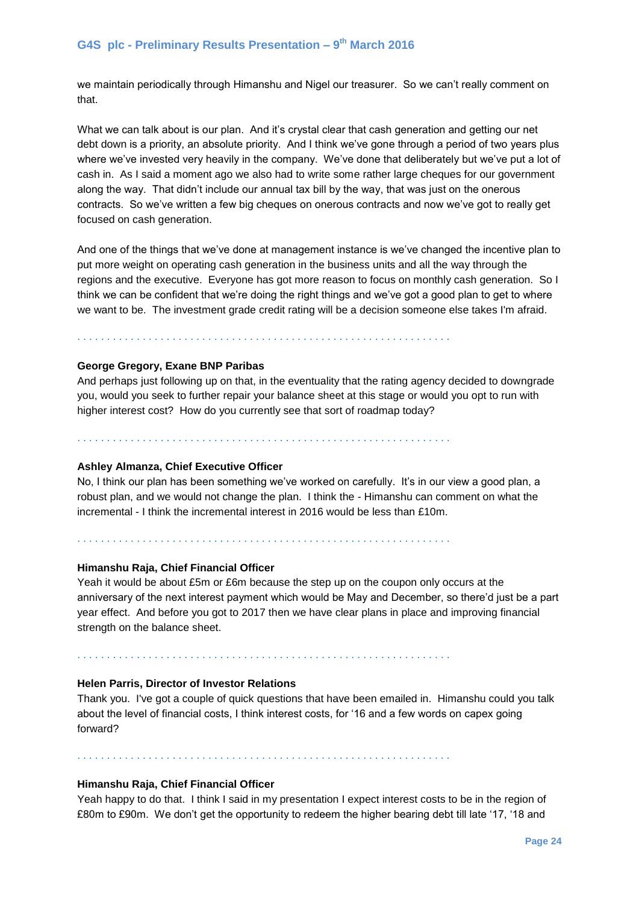we maintain periodically through Himanshu and Nigel our treasurer. So we can't really comment on that.

What we can talk about is our plan. And it's crystal clear that cash generation and getting our net debt down is a priority, an absolute priority. And I think we've gone through a period of two years plus where we've invested very heavily in the company. We've done that deliberately but we've put a lot of cash in. As I said a moment ago we also had to write some rather large cheques for our government along the way. That didn't include our annual tax bill by the way, that was just on the onerous contracts. So we've written a few big cheques on onerous contracts and now we've got to really get focused on cash generation.

And one of the things that we've done at management instance is we've changed the incentive plan to put more weight on operating cash generation in the business units and all the way through the regions and the executive. Everyone has got more reason to focus on monthly cash generation. So I think we can be confident that we're doing the right things and we've got a good plan to get to where we want to be. The investment grade credit rating will be a decision someone else takes I'm afraid.

. . . . . . . . . . . . . . . . . . . . . . . . . . . . . . . . . . . . . . . . . . . . . . . . . . . . . . . . . . . . . . .

**George Gregory, Exane BNP Paribas**

And perhaps just following up on that, in the eventuality that the rating agency decided to downgrade you, would you seek to further repair your balance sheet at this stage or would you opt to run with higher interest cost? How do you currently see that sort of roadmap today?

. . . . . . . . . . . . . . . . . . . . . . . . . . . . . . . . . . . . . . . . . . . . . . . . . . . . . . . . . . . . . . .

**Ashley Almanza, Chief Executive Officer**

No, I think our plan has been something we've worked on carefully. It's in our view a good plan, a robust plan, and we would not change the plan. I think the - Himanshu can comment on what the incremental - I think the incremental interest in 2016 would be less than £10m.

. . . . . . . . . . . . . . . . . . . . . . . . . . . . . . . . . . . . . . . . . . . . . . . . . . . . . . . . . . . . . . .

**Himanshu Raja, Chief Financial Officer**

Yeah it would be about £5m or £6m because the step up on the coupon only occurs at the anniversary of the next interest payment which would be May and December, so there'd just be a part year effect. And before you got to 2017 then we have clear plans in place and improving financial strength on the balance sheet.

. . . . . . . . . . . . . . . . . . . . . . . . . . . . . . . . . . . . . . . . . . . . . . . . . . . . . . . . . . . . . . .

**Helen Parris, Director of Investor Relations**

Thank you. I've got a couple of quick questions that have been emailed in. Himanshu could you talk about the level of financial costs, I think interest costs, for '16 and a few words on capex going forward?

. . . . . . . . . . . . . . . . . . . . . . . . . . . . . . . . . . . . . . . . . . . . . . . . . . . . . . . . . . . . . . .

**Himanshu Raja, Chief Financial Officer**

Yeah happy to do that. I think I said in my presentation I expect interest costs to be in the region of £80m to £90m. We don't get the opportunity to redeem the higher bearing debt till late '17, '18 and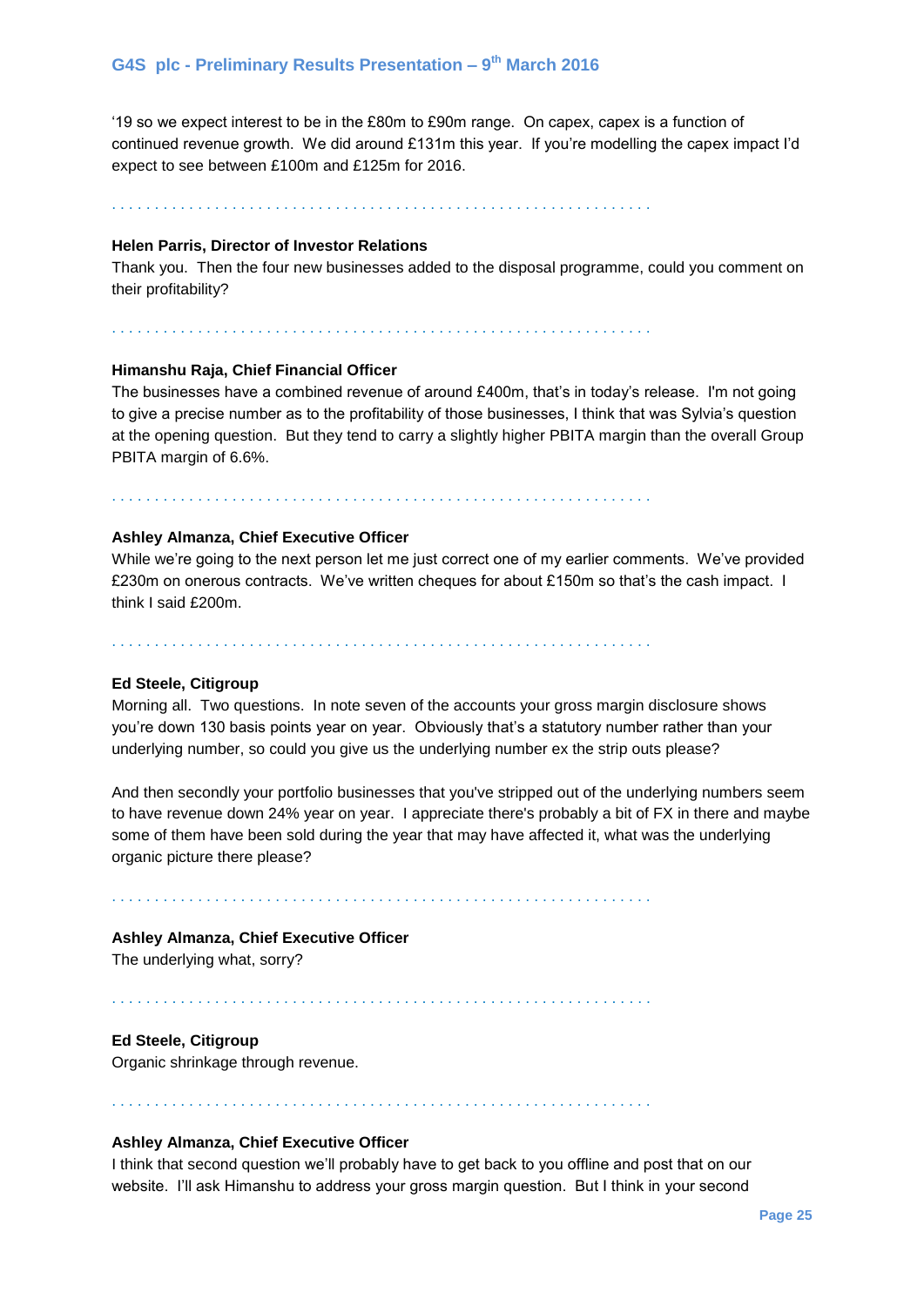'19 so we expect interest to be in the £80m to £90m range. On capex, capex is a function of continued revenue growth. We did around £131m this year. If you're modelling the capex impact I'd expect to see between £100m and £125m for 2016.

. . . . . . . . . . . . . . . . . . . . . . . . . . . . . . . . . . . . . . . . . . . . . . . . . . . . . . . . . . . . . . .

**Helen Parris, Director of Investor Relations**
Thank you. Then the four new businesses added to the disposal programme, could you comment on their profitability?

. . . . . . . . . . . . . . . . . . . . . . . . . . . . . . . . . . . . . . . . . . . . . . . . . . . . . . . . . . . . . . .

**Himanshu Raja, Chief Financial Officer**
The businesses have a combined revenue of around £400m, that's in today's release. I'm not going to give a precise number as to the profitability of those businesses, I think that was Sylvia's question at the opening question. But they tend to carry a slightly higher PBITA margin than the overall Group PBITA margin of 6.6%.

. . . . . . . . . . . . . . . . . . . . . . . . . . . . . . . . . . . . . . . . . . . . . . . . . . . . . . . . . . . . . . .

**Ashley Almanza, Chief Executive Officer**
While we're going to the next person let me just correct one of my earlier comments. We've provided £230m on onerous contracts. We've written cheques for about £150m so that's the cash impact. I think I said £200m.

. . . . . . . . . . . . . . . . . . . . . . . . . . . . . . . . . . . . . . . . . . . . . . . . . . . . . . . . . . . . . . .

**Ed Steele, Citigroup**
Morning all. Two questions. In note seven of the accounts your gross margin disclosure shows you're down 130 basis points year on year. Obviously that's a statutory number rather than your underlying number, so could you give us the underlying number ex the strip outs please?

And then secondly your portfolio businesses that you've stripped out of the underlying numbers seem to have revenue down 24% year on year. I appreciate there's probably a bit of FX in there and maybe some of them have been sold during the year that may have affected it, what was the underlying organic picture there please?

. . . . . . . . . . . . . . . . . . . . . . . . . . . . . . . . . . . . . . . . . . . . . . . . . . . . . . . . . . . . . . .

**Ashley Almanza, Chief Executive Officer**
The underlying what, sorry?

. . . . . . . . . . . . . . . . . . . . . . . . . . . . . . . . . . . . . . . . . . . . . . . . . . . . . . . . . . . . . . .

**Ed Steele, Citigroup**
Organic shrinkage through revenue.

. . . . . . . . . . . . . . . . . . . . . . . . . . . . . . . . . . . . . . . . . . . . . . . . . . . . . . . . . . . . . . .

**Ashley Almanza, Chief Executive Officer**
I think that second question we'll probably have to get back to you offline and post that on our website. I'll ask Himanshu to address your gross margin question. But I think in your second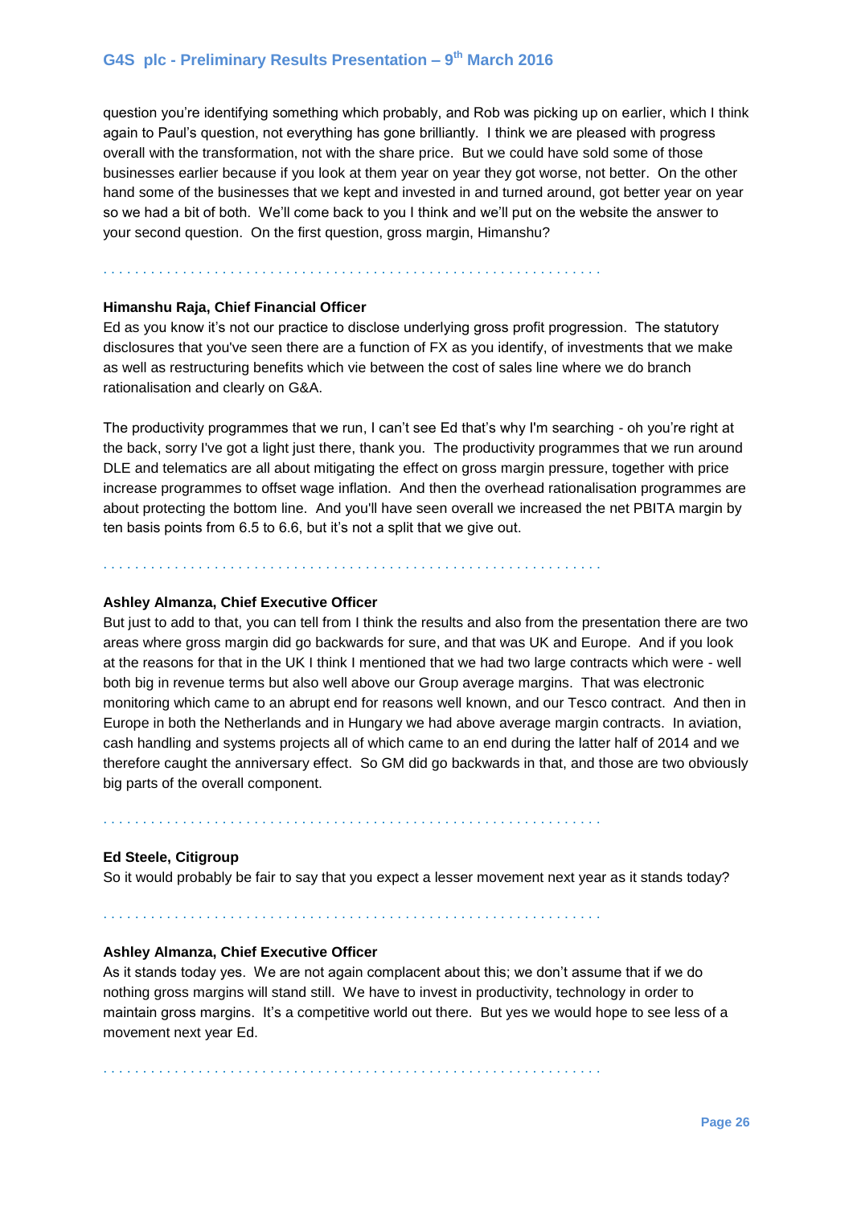question you're identifying something which probably, and Rob was picking up on earlier, which I think again to Paul's question, not everything has gone brilliantly. I think we are pleased with progress overall with the transformation, not with the share price. But we could have sold some of those businesses earlier because if you look at them year on year they got worse, not better. On the other hand some of the businesses that we kept and invested in and turned around, got better year on year so we had a bit of both. We'll come back to you I think and we'll put on the website the answer to your second question. On the first question, gross margin, Himanshu?

. . . . . . . . . . . . . . . . . . . . . . . . . . . . . . . . . . . . . . . . . . . . . . . . . . . . . . . . . . . . . .

**Himanshu Raja, Chief Financial Officer**

Ed as you know it's not our practice to disclose underlying gross profit progression. The statutory disclosures that you've seen there are a function of FX as you identify, of investments that we make as well as restructuring benefits which vie between the cost of sales line where we do branch rationalisation and clearly on G&A.

The productivity programmes that we run, I can't see Ed that's why I'm searching - oh you're right at the back, sorry I've got a light just there, thank you. The productivity programmes that we run around DLE and telematics are all about mitigating the effect on gross margin pressure, together with price increase programmes to offset wage inflation. And then the overhead rationalisation programmes are about protecting the bottom line. And you'll have seen overall we increased the net PBITA margin by ten basis points from 6.5 to 6.6, but it's not a split that we give out.

. . . . . . . . . . . . . . . . . . . . . . . . . . . . . . . . . . . . . . . . . . . . . . . . . . . . . . . . . . . . . .

**Ashley Almanza, Chief Executive Officer**

But just to add to that, you can tell from I think the results and also from the presentation there are two areas where gross margin did go backwards for sure, and that was UK and Europe. And if you look at the reasons for that in the UK I think I mentioned that we had two large contracts which were - well both big in revenue terms but also well above our Group average margins. That was electronic monitoring which came to an abrupt end for reasons well known, and our Tesco contract. And then in Europe in both the Netherlands and in Hungary we had above average margin contracts. In aviation, cash handling and systems projects all of which came to an end during the latter half of 2014 and we therefore caught the anniversary effect. So GM did go backwards in that, and those are two obviously big parts of the overall component.

. . . . . . . . . . . . . . . . . . . . . . . . . . . . . . . . . . . . . . . . . . . . . . . . . . . . . . . . . . . . . .

**Ed Steele, Citigroup**

So it would probably be fair to say that you expect a lesser movement next year as it stands today?

. . . . . . . . . . . . . . . . . . . . . . . . . . . . . . . . . . . . . . . . . . . . . . . . . . . . . . . . . . . . . .

**Ashley Almanza, Chief Executive Officer**

As it stands today yes. We are not again complacent about this; we don't assume that if we do nothing gross margins will stand still. We have to invest in productivity, technology in order to maintain gross margins. It's a competitive world out there. But yes we would hope to see less of a movement next year Ed.

. . . . . . . . . . . . . . . . . . . . . . . . . . . . . . . . . . . . . . . . . . . . . . . . . . . . . . . . . . . . . .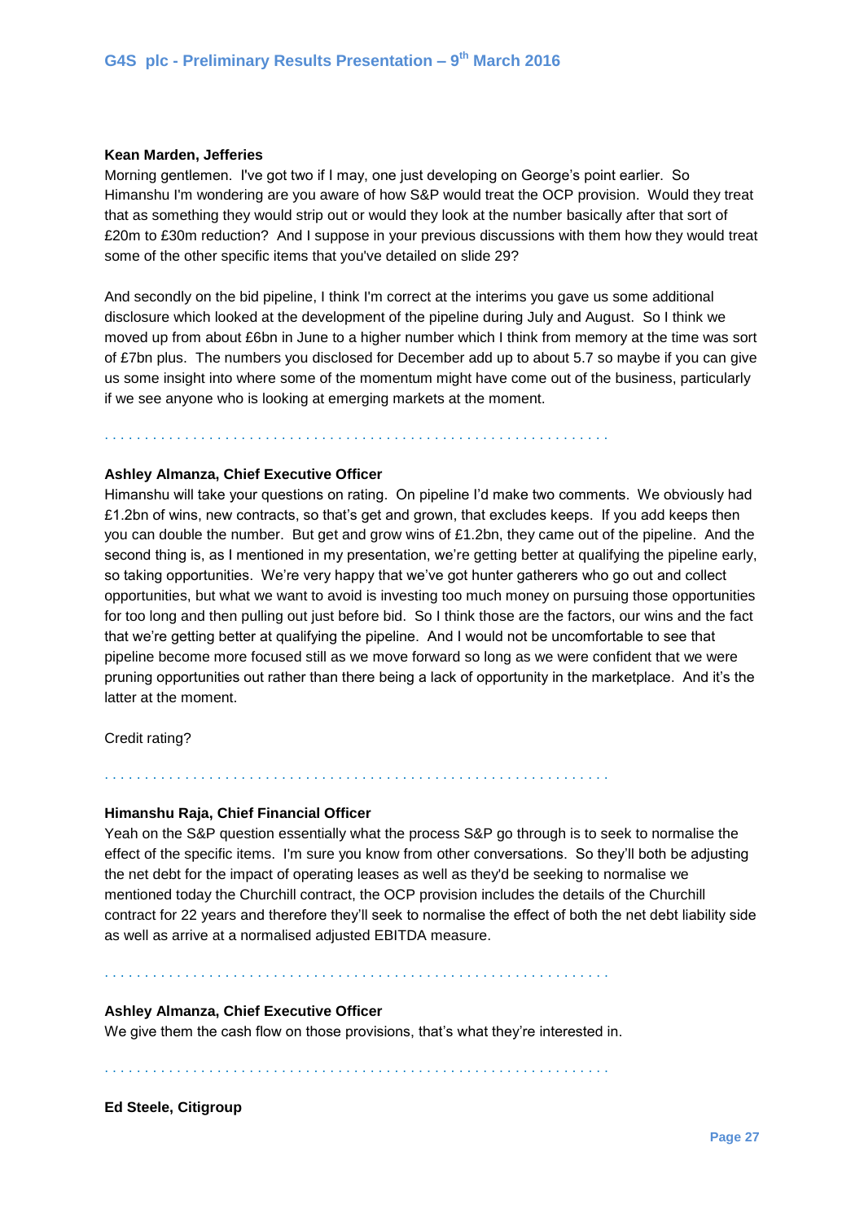**Kean Marden, Jefferies**

Morning gentlemen. I've got two if I may, one just developing on George's point earlier. So Himanshu I'm wondering are you aware of how S&P would treat the OCP provision. Would they treat that as something they would strip out or would they look at the number basically after that sort of £20m to £30m reduction? And I suppose in your previous discussions with them how they would treat some of the other specific items that you've detailed on slide 29?

And secondly on the bid pipeline, I think I'm correct at the interims you gave us some additional disclosure which looked at the development of the pipeline during July and August. So I think we moved up from about £6bn in June to a higher number which I think from memory at the time was sort of £7bn plus. The numbers you disclosed for December add up to about 5.7 so maybe if you can give us some insight into where some of the momentum might have come out of the business, particularly if we see anyone who is looking at emerging markets at the moment.

. . . . . . . . . . . . . . . . . . . . . . . . . . . . . . . . . . . . . . . . . . . . . . . . . . . . . . . . . . . . . . .

**Ashley Almanza, Chief Executive Officer**

Himanshu will take your questions on rating. On pipeline I'd make two comments. We obviously had £1.2bn of wins, new contracts, so that's get and grown, that excludes keeps. If you add keeps then you can double the number. But get and grow wins of £1.2bn, they came out of the pipeline. And the second thing is, as I mentioned in my presentation, we're getting better at qualifying the pipeline early, so taking opportunities. We're very happy that we've got hunter gatherers who go out and collect opportunities, but what we want to avoid is investing too much money on pursuing those opportunities for too long and then pulling out just before bid. So I think those are the factors, our wins and the fact that we're getting better at qualifying the pipeline. And I would not be uncomfortable to see that pipeline become more focused still as we move forward so long as we were confident that we were pruning opportunities out rather than there being a lack of opportunity in the marketplace. And it's the latter at the moment.

Credit rating?

. . . . . . . . . . . . . . . . . . . . . . . . . . . . . . . . . . . . . . . . . . . . . . . . . . . . . . . . . . . . . . . . .

**Himanshu Raja, Chief Financial Officer**

Yeah on the S&P question essentially what the process S&P go through is to seek to normalise the effect of the specific items. I'm sure you know from other conversations. So they'll both be adjusting the net debt for the impact of operating leases as well as they'd be seeking to normalise we mentioned today the Churchill contract, the OCP provision includes the details of the Churchill contract for 22 years and therefore they'll seek to normalise the effect of both the net debt liability side as well as arrive at a normalised adjusted EBITDA measure.

. . . . . . . . . . . . . . . . . . . . . . . . . . . . . . . . . . . . . . . . . . . . . . . . . . . . . . . . . . . . . . . . .

**Ashley Almanza, Chief Executive Officer**

We give them the cash flow on those provisions, that's what they're interested in.

. . . . . . . . . . . . . . . . . . . . . . . . . . . . . . . . . . . . . . . . . . . . . . . . . . . . . . . . . . . . . . . . .

**Ed Steele, Citigroup**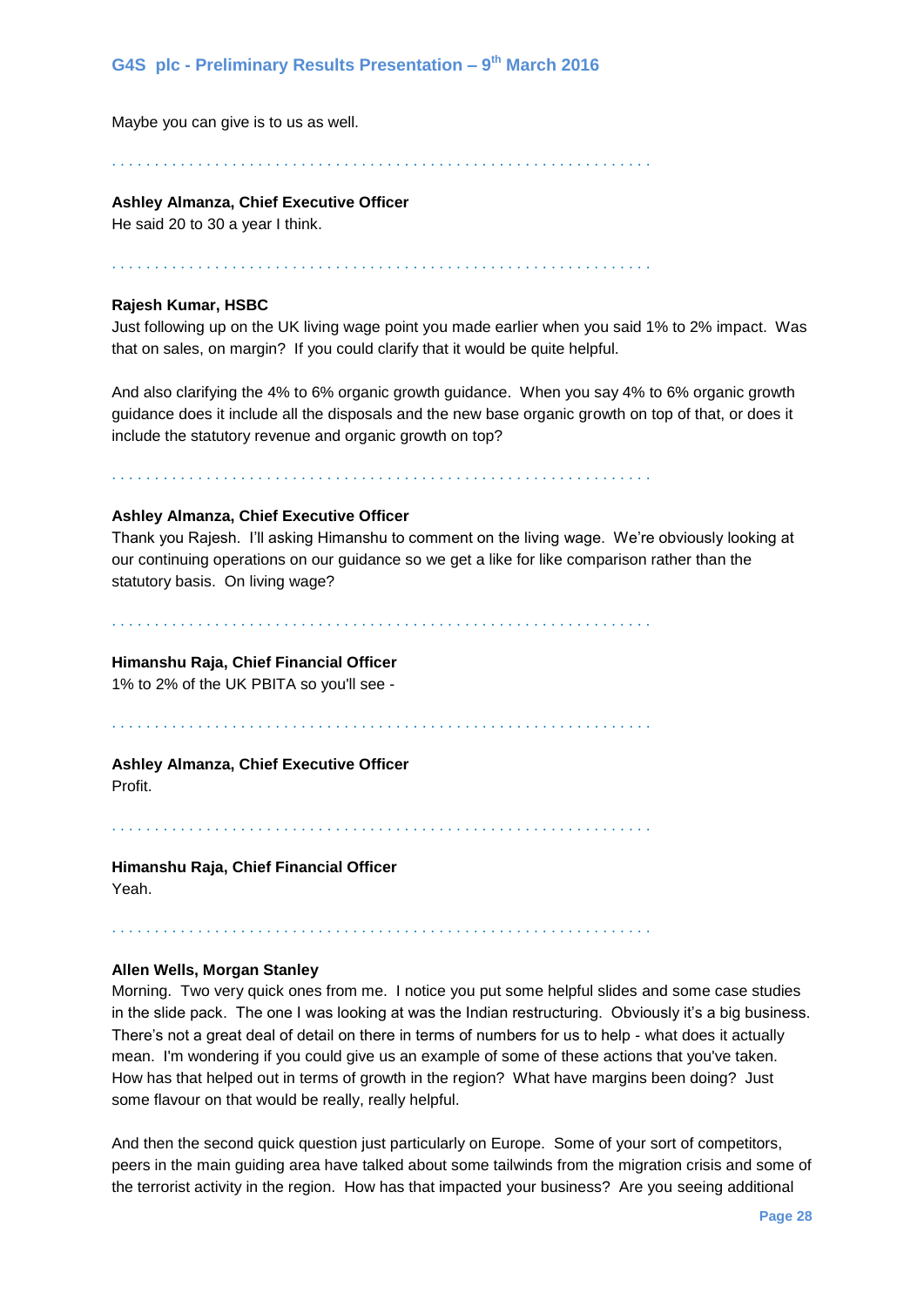Maybe you can give is to us as well.

. . . . . . . . . . . . . . . . . . . . . . . . . . . . . . . . . . . . . . . . . . . . . . . . . . . . . . . . . . . . . . .

**Ashley Almanza, Chief Executive Officer**
He said 20 to 30 a year I think.

. . . . . . . . . . . . . . . . . . . . . . . . . . . . . . . . . . . . . . . . . . . . . . . . . . . . . . . . . . . . . . .

**Rajesh Kumar, HSBC**
Just following up on the UK living wage point you made earlier when you said 1% to 2% impact. Was that on sales, on margin? If you could clarify that it would be quite helpful.

And also clarifying the 4% to 6% organic growth guidance. When you say 4% to 6% organic growth guidance does it include all the disposals and the new base organic growth on top of that, or does it include the statutory revenue and organic growth on top?

. . . . . . . . . . . . . . . . . . . . . . . . . . . . . . . . . . . . . . . . . . . . . . . . . . . . . . . . . . . . . . .

**Ashley Almanza, Chief Executive Officer**
Thank you Rajesh. I'll asking Himanshu to comment on the living wage. We're obviously looking at our continuing operations on our guidance so we get a like for like comparison rather than the statutory basis. On living wage?

. . . . . . . . . . . . . . . . . . . . . . . . . . . . . . . . . . . . . . . . . . . . . . . . . . . . . . . . . . . . . . .

**Himanshu Raja, Chief Financial Officer**
1% to 2% of the UK PBITA so you'll see -

. . . . . . . . . . . . . . . . . . . . . . . . . . . . . . . . . . . . . . . . . . . . . . . . . . . . . . . . . . . . . . .

**Ashley Almanza, Chief Executive Officer**
Profit.

. . . . . . . . . . . . . . . . . . . . . . . . . . . . . . . . . . . . . . . . . . . . . . . . . . . . . . . . . . . . . . .

**Himanshu Raja, Chief Financial Officer**
Yeah.

. . . . . . . . . . . . . . . . . . . . . . . . . . . . . . . . . . . . . . . . . . . . . . . . . . . . . . . . . . . . . . .

**Allen Wells, Morgan Stanley**
Morning. Two very quick ones from me. I notice you put some helpful slides and some case studies in the slide pack. The one I was looking at was the Indian restructuring. Obviously it's a big business. There's not a great deal of detail on there in terms of numbers for us to help - what does it actually mean. I'm wondering if you could give us an example of some of these actions that you've taken. How has that helped out in terms of growth in the region? What have margins been doing? Just some flavour on that would be really, really helpful.

And then the second quick question just particularly on Europe. Some of your sort of competitors, peers in the main guiding area have talked about some tailwinds from the migration crisis and some of the terrorist activity in the region. How has that impacted your business? Are you seeing additional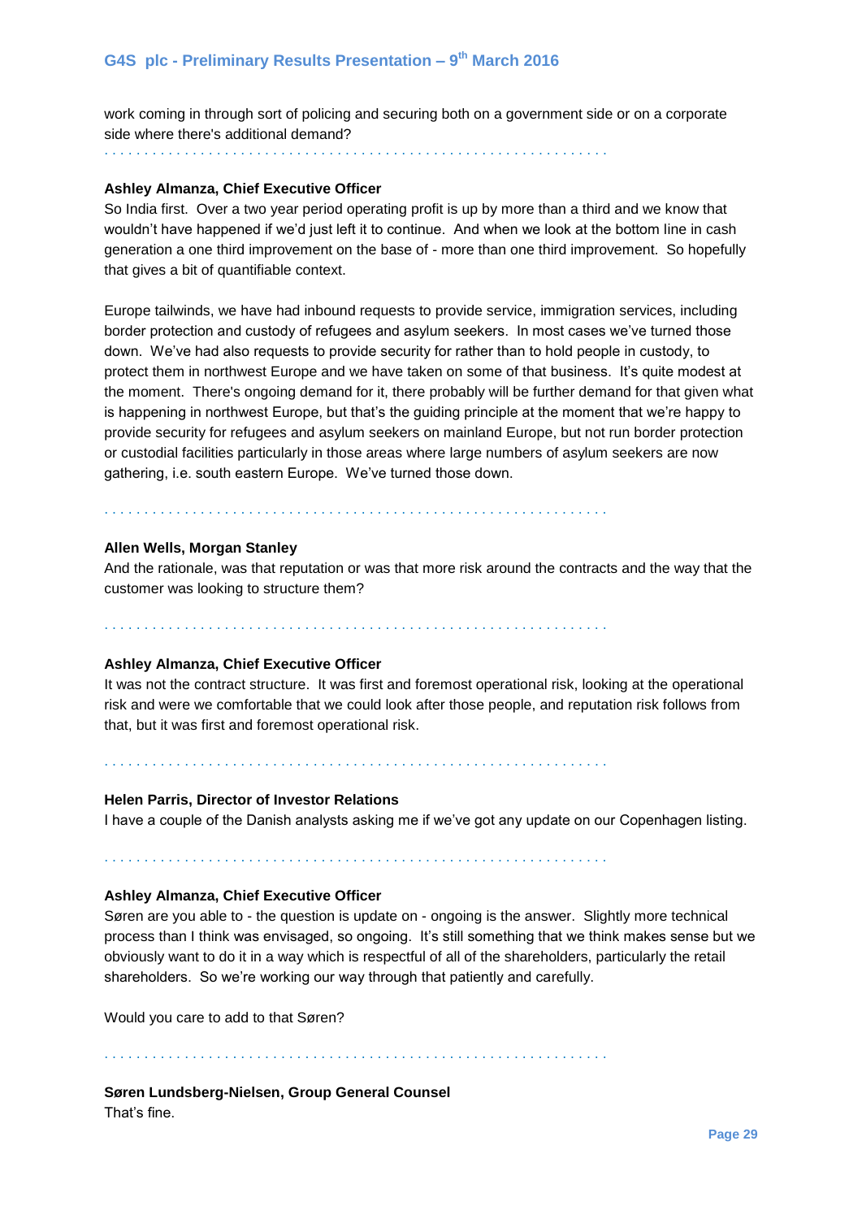work coming in through sort of policing and securing both on a government side or on a corporate side where there's additional demand?

. . . . . . . . . . . . . . . . . . . . . . . . . . . . . . . . . . . . . . . . . . . . . . . . . . . . . . . . . . . . . . . .

**Ashley Almanza, Chief Executive Officer**
So India first. Over a two year period operating profit is up by more than a third and we know that wouldn't have happened if we'd just left it to continue. And when we look at the bottom line in cash generation a one third improvement on the base of - more than one third improvement. So hopefully that gives a bit of quantifiable context.

Europe tailwinds, we have had inbound requests to provide service, immigration services, including border protection and custody of refugees and asylum seekers. In most cases we've turned those down. We've had also requests to provide security for rather than to hold people in custody, to protect them in northwest Europe and we have taken on some of that business. It's quite modest at the moment. There's ongoing demand for it, there probably will be further demand for that given what is happening in northwest Europe, but that's the guiding principle at the moment that we're happy to provide security for refugees and asylum seekers on mainland Europe, but not run border protection or custodial facilities particularly in those areas where large numbers of asylum seekers are now gathering, i.e. south eastern Europe. We've turned those down.

. . . . . . . . . . . . . . . . . . . . . . . . . . . . . . . . . . . . . . . . . . . . . . . . . . . . . . . . . . . . . . . .

**Allen Wells, Morgan Stanley**
And the rationale, was that reputation or was that more risk around the contracts and the way that the customer was looking to structure them?

. . . . . . . . . . . . . . . . . . . . . . . . . . . . . . . . . . . . . . . . . . . . . . . . . . . . . . . . . . . . . . . .

**Ashley Almanza, Chief Executive Officer**
It was not the contract structure. It was first and foremost operational risk, looking at the operational risk and were we comfortable that we could look after those people, and reputation risk follows from that, but it was first and foremost operational risk.

. . . . . . . . . . . . . . . . . . . . . . . . . . . . . . . . . . . . . . . . . . . . . . . . . . . . . . . . . . . . . . . .

**Helen Parris, Director of Investor Relations**
I have a couple of the Danish analysts asking me if we've got any update on our Copenhagen listing.

. . . . . . . . . . . . . . . . . . . . . . . . . . . . . . . . . . . . . . . . . . . . . . . . . . . . . . . . . . . . . . . .

**Ashley Almanza, Chief Executive Officer**
Søren are you able to - the question is update on - ongoing is the answer. Slightly more technical process than I think was envisaged, so ongoing. It's still something that we think makes sense but we obviously want to do it in a way which is respectful of all of the shareholders, particularly the retail shareholders. So we're working our way through that patiently and carefully.

Would you care to add to that Søren?

. . . . . . . . . . . . . . . . . . . . . . . . . . . . . . . . . . . . . . . . . . . . . . . . . . . . . . . . . . . . . . . .

**Søren Lundsberg-Nielsen, Group General Counsel**
That's fine.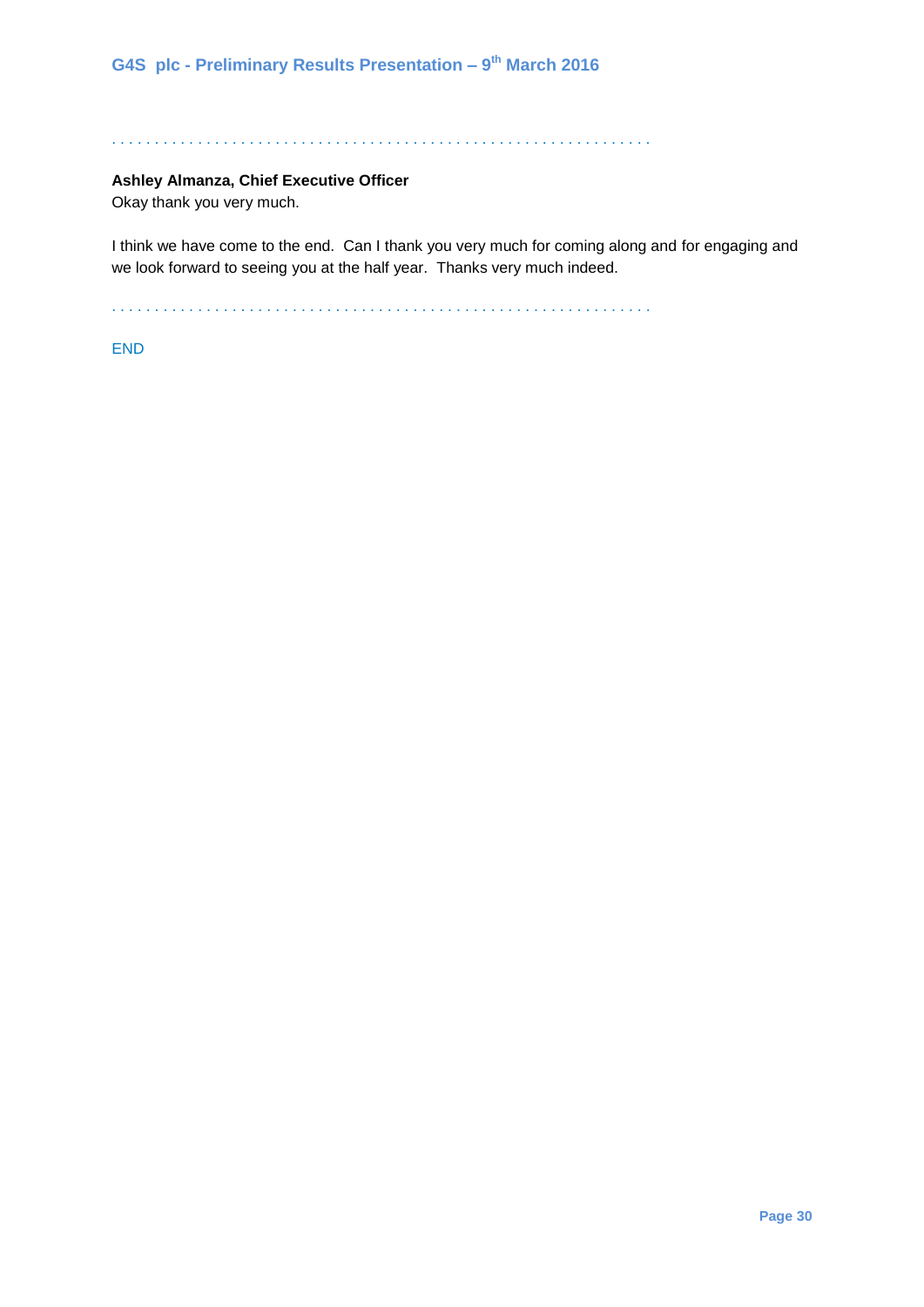. . . . . . . . . . . . . . . . . . . . . . . . . . . . . . . . . . . . . . . . . . . . . . . . . . . . . . . . . . . . . . .

**Ashley Almanza, Chief Executive Officer**
Okay thank you very much.

I think we have come to the end. Can I thank you very much for coming along and for engaging and we look forward to seeing you at the half year. Thanks very much indeed.

. . . . . . . . . . . . . . . . . . . . . . . . . . . . . . . . . . . . . . . . . . . . . . . . . . . . . . . . . . . . . . .

END